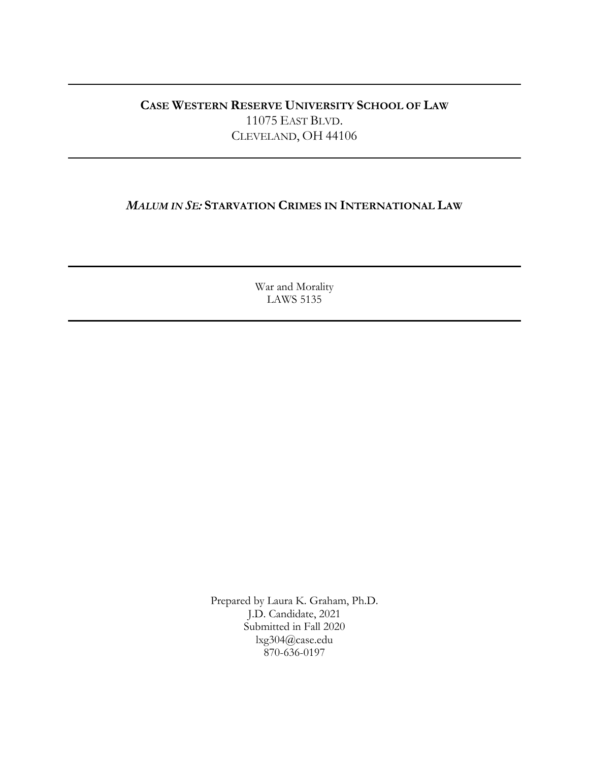**CASE WESTERN RESERVE UNIVERSITY SCHOOL OF LAW**
11075 EAST BLVD.
CLEVELAND, OH 44106

---

# *MALUM IN SE:* STARVATION CRIMES IN INTERNATIONAL LAW

---

War and Morality
LAWS 5135

---

Prepared by Laura K. Graham, Ph.D.
J.D. Candidate, 2021
Submitted in Fall 2020
lxg304@case.edu
870-636-0197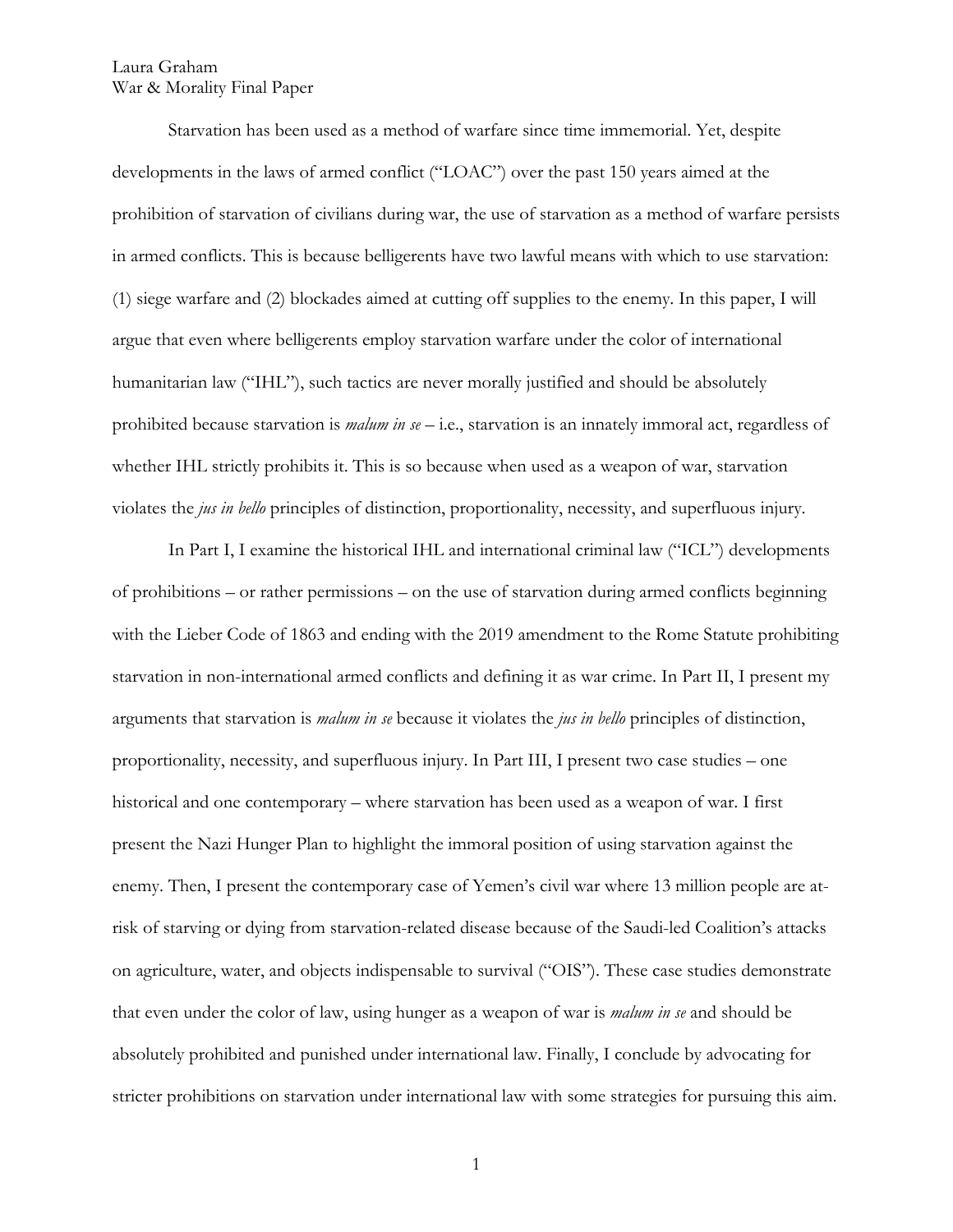Laura Graham
War & Morality Final Paper

Starvation has been used as a method of warfare since time immemorial. Yet, despite developments in the laws of armed conflict ("LOAC") over the past 150 years aimed at the prohibition of starvation of civilians during war, the use of starvation as a method of warfare persists in armed conflicts. This is because belligerents have two lawful means with which to use starvation: (1) siege warfare and (2) blockades aimed at cutting off supplies to the enemy. In this paper, I will argue that even where belligerents employ starvation warfare under the color of international humanitarian law ("IHL"), such tactics are never morally justified and should be absolutely prohibited because starvation is *malum in se* – i.e., starvation is an innately immoral act, regardless of whether IHL strictly prohibits it. This is so because when used as a weapon of war, starvation violates the *jus in bello* principles of distinction, proportionality, necessity, and superfluous injury.

In Part I, I examine the historical IHL and international criminal law ("ICL") developments of prohibitions – or rather permissions – on the use of starvation during armed conflicts beginning with the Lieber Code of 1863 and ending with the 2019 amendment to the Rome Statute prohibiting starvation in non-international armed conflicts and defining it as war crime. In Part II, I present my arguments that starvation is *malum in se* because it violates the *jus in bello* principles of distinction, proportionality, necessity, and superfluous injury. In Part III, I present two case studies – one historical and one contemporary – where starvation has been used as a weapon of war. I first present the Nazi Hunger Plan to highlight the immoral position of using starvation against the enemy. Then, I present the contemporary case of Yemen's civil war where 13 million people are at-risk of starving or dying from starvation-related disease because of the Saudi-led Coalition's attacks on agriculture, water, and objects indispensable to survival ("OIS"). These case studies demonstrate that even under the color of law, using hunger as a weapon of war is *malum in se* and should be absolutely prohibited and punished under international law. Finally, I conclude by advocating for stricter prohibitions on starvation under international law with some strategies for pursuing this aim.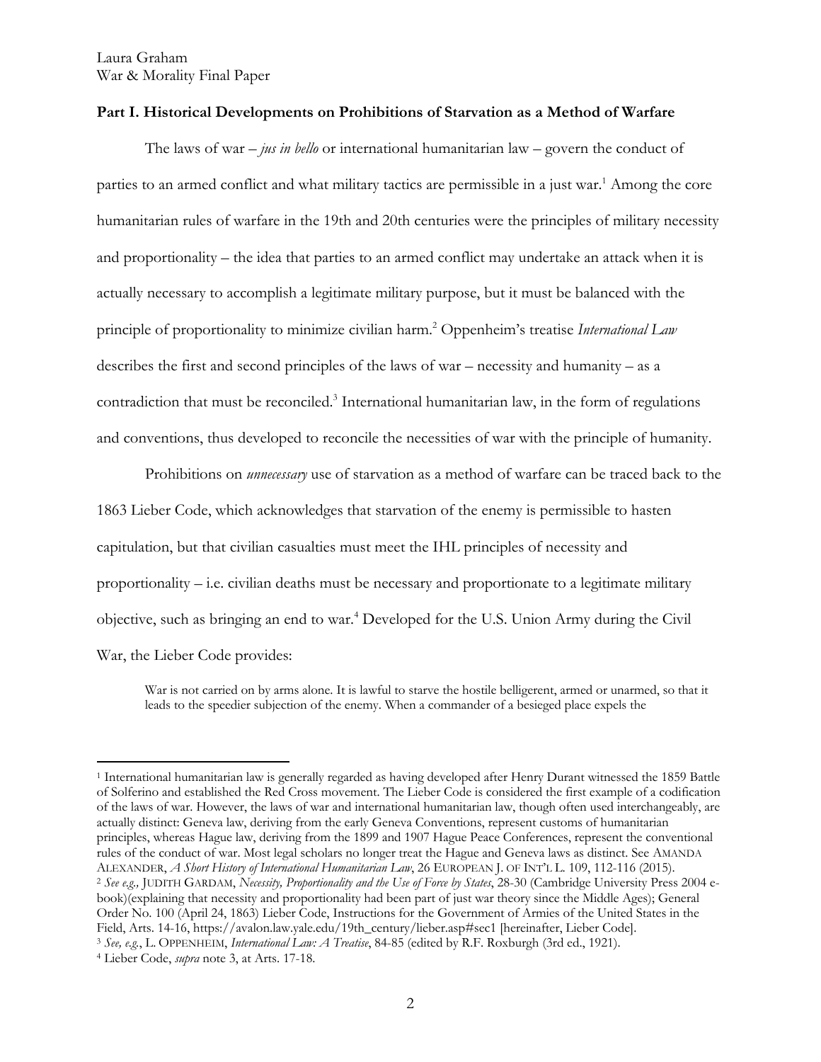## Part I. Historical Developments on Prohibitions of Starvation as a Method of Warfare

The laws of war – *jus in bello* or international humanitarian law – govern the conduct of parties to an armed conflict and what military tactics are permissible in a just war.[1] Among the core humanitarian rules of warfare in the 19th and 20th centuries were the principles of military necessity and proportionality – the idea that parties to an armed conflict may undertake an attack when it is actually necessary to accomplish a legitimate military purpose, but it must be balanced with the principle of proportionality to minimize civilian harm.[2] Oppenheim's treatise *International Law* describes the first and second principles of the laws of war – necessity and humanity – as a contradiction that must be reconciled.[3] International humanitarian law, in the form of regulations and conventions, thus developed to reconcile the necessities of war with the principle of humanity.

Prohibitions on *unnecessary* use of starvation as a method of warfare can be traced back to the 1863 Lieber Code, which acknowledges that starvation of the enemy is permissible to hasten capitulation, but that civilian casualties must meet the IHL principles of necessity and proportionality – i.e. civilian deaths must be necessary and proportionate to a legitimate military objective, such as bringing an end to war.[4] Developed for the U.S. Union Army during the Civil War, the Lieber Code provides:

> War is not carried on by arms alone. It is lawful to starve the hostile belligerent, armed or unarmed, so that it leads to the speedier subjection of the enemy. When a commander of a besieged place expels the

---

[1] International humanitarian law is generally regarded as having developed after Henry Durant witnessed the 1859 Battle of Solferino and established the Red Cross movement. The Lieber Code is considered the first example of a codification of the laws of war. However, the laws of war and international humanitarian law, though often used interchangeably, are actually distinct: Geneva law, deriving from the early Geneva Conventions, represent customs of humanitarian principles, whereas Hague law, deriving from the 1899 and 1907 Hague Peace Conferences, represent the conventional rules of the conduct of war. Most legal scholars no longer treat the Hague and Geneva laws as distinct. See AMANDA ALEXANDER, *A Short History of International Humanitarian Law*, 26 EUROPEAN J. OF INT'L L. 109, 112-116 (2015).

[2] *See e.g.,* JUDITH GARDAM, *Necessity, Proportionality and the Use of Force by States*, 28-30 (Cambridge University Press 2004 e-book)(explaining that necessity and proportionality had been part of just war theory since the Middle Ages); General Order No. 100 (April 24, 1863) Lieber Code, Instructions for the Government of Armies of the United States in the Field, Arts. 14-16, https://avalon.law.yale.edu/19th_century/lieber.asp#sec1 [hereinafter, Lieber Code].

[3] *See, e.g.*, L. OPPENHEIM, *International Law: A Treatise*, 84-85 (edited by R.F. Roxburgh (3rd ed., 1921).

[4] Lieber Code, *supra* note 3, at Arts. 17-18.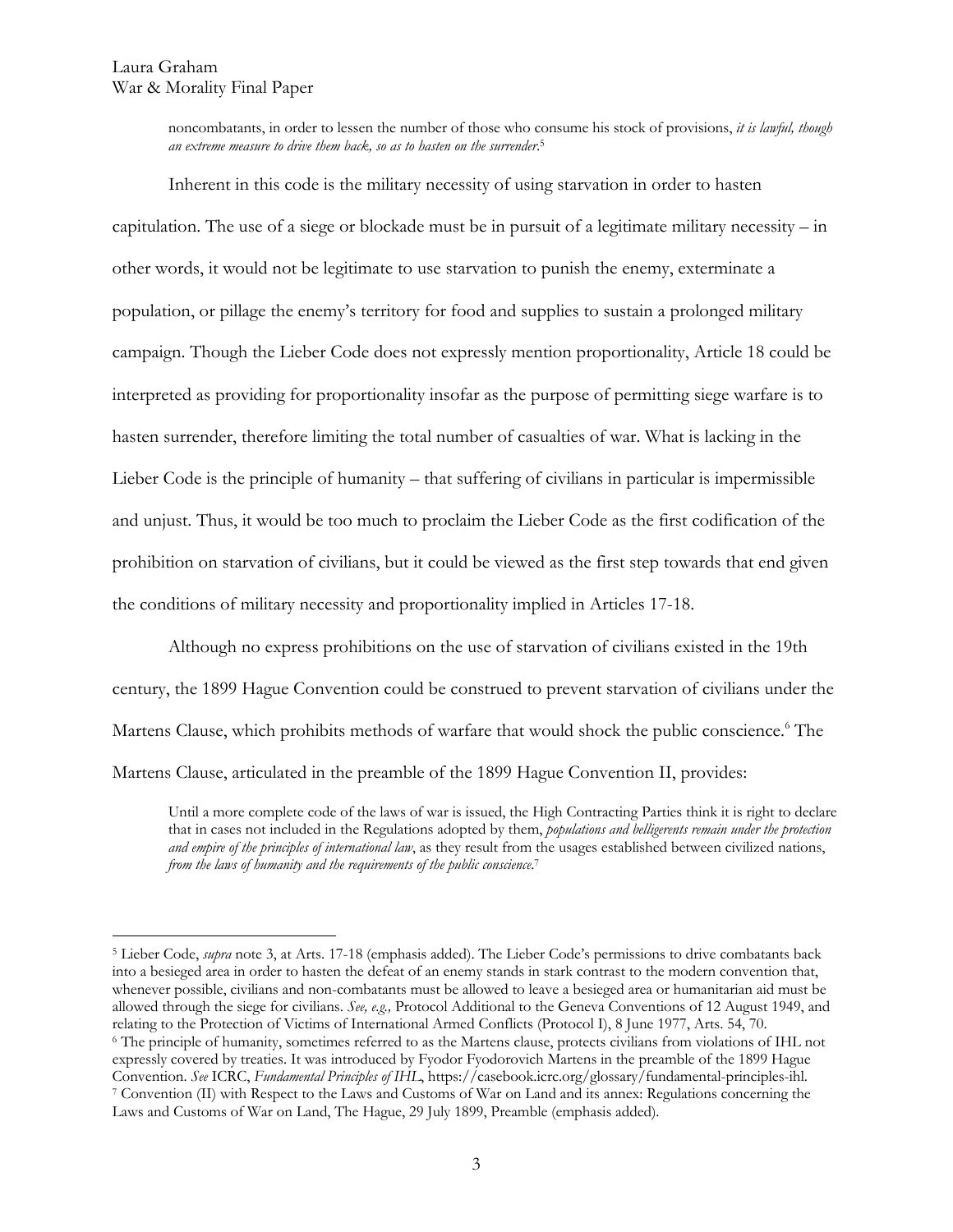> noncombatants, in order to lessen the number of those who consume his stock of provisions, *it is lawful, though an extreme measure to drive them back, so as to hasten on the surrender*.[5]

Inherent in this code is the military necessity of using starvation in order to hasten capitulation. The use of a siege or blockade must be in pursuit of a legitimate military necessity – in other words, it would not be legitimate to use starvation to punish the enemy, exterminate a population, or pillage the enemy's territory for food and supplies to sustain a prolonged military campaign. Though the Lieber Code does not expressly mention proportionality, Article 18 could be interpreted as providing for proportionality insofar as the purpose of permitting siege warfare is to hasten surrender, therefore limiting the total number of casualties of war. What is lacking in the Lieber Code is the principle of humanity – that suffering of civilians in particular is impermissible and unjust. Thus, it would be too much to proclaim the Lieber Code as the first codification of the prohibition on starvation of civilians, but it could be viewed as the first step towards that end given the conditions of military necessity and proportionality implied in Articles 17-18.

Although no express prohibitions on the use of starvation of civilians existed in the 19th century, the 1899 Hague Convention could be construed to prevent starvation of civilians under the Martens Clause, which prohibits methods of warfare that would shock the public conscience.[6] The Martens Clause, articulated in the preamble of the 1899 Hague Convention II, provides:

> Until a more complete code of the laws of war is issued, the High Contracting Parties think it is right to declare that in cases not included in the Regulations adopted by them, *populations and belligerents remain under the protection and empire of the principles of international law*, as they result from the usages established between civilized nations, *from the laws of humanity and the requirements of the public conscience*.[7]

---

[5] Lieber Code, *supra* note 3, at Arts. 17-18 (emphasis added). The Lieber Code's permissions to drive combatants back into a besieged area in order to hasten the defeat of an enemy stands in stark contrast to the modern convention that, whenever possible, civilians and non-combatants must be allowed to leave a besieged area or humanitarian aid must be allowed through the siege for civilians. *See, e.g.,* Protocol Additional to the Geneva Conventions of 12 August 1949, and relating to the Protection of Victims of International Armed Conflicts (Protocol I), 8 June 1977, Arts. 54, 70.

[6] The principle of humanity, sometimes referred to as the Martens clause, protects civilians from violations of IHL not expressly covered by treaties. It was introduced by Fyodor Fyodorovich Martens in the preamble of the 1899 Hague Convention. *See* ICRC, *Fundamental Principles of IHL*, https://casebook.icrc.org/glossary/fundamental-principles-ihl.

[7] Convention (II) with Respect to the Laws and Customs of War on Land and its annex: Regulations concerning the Laws and Customs of War on Land, The Hague, 29 July 1899, Preamble (emphasis added).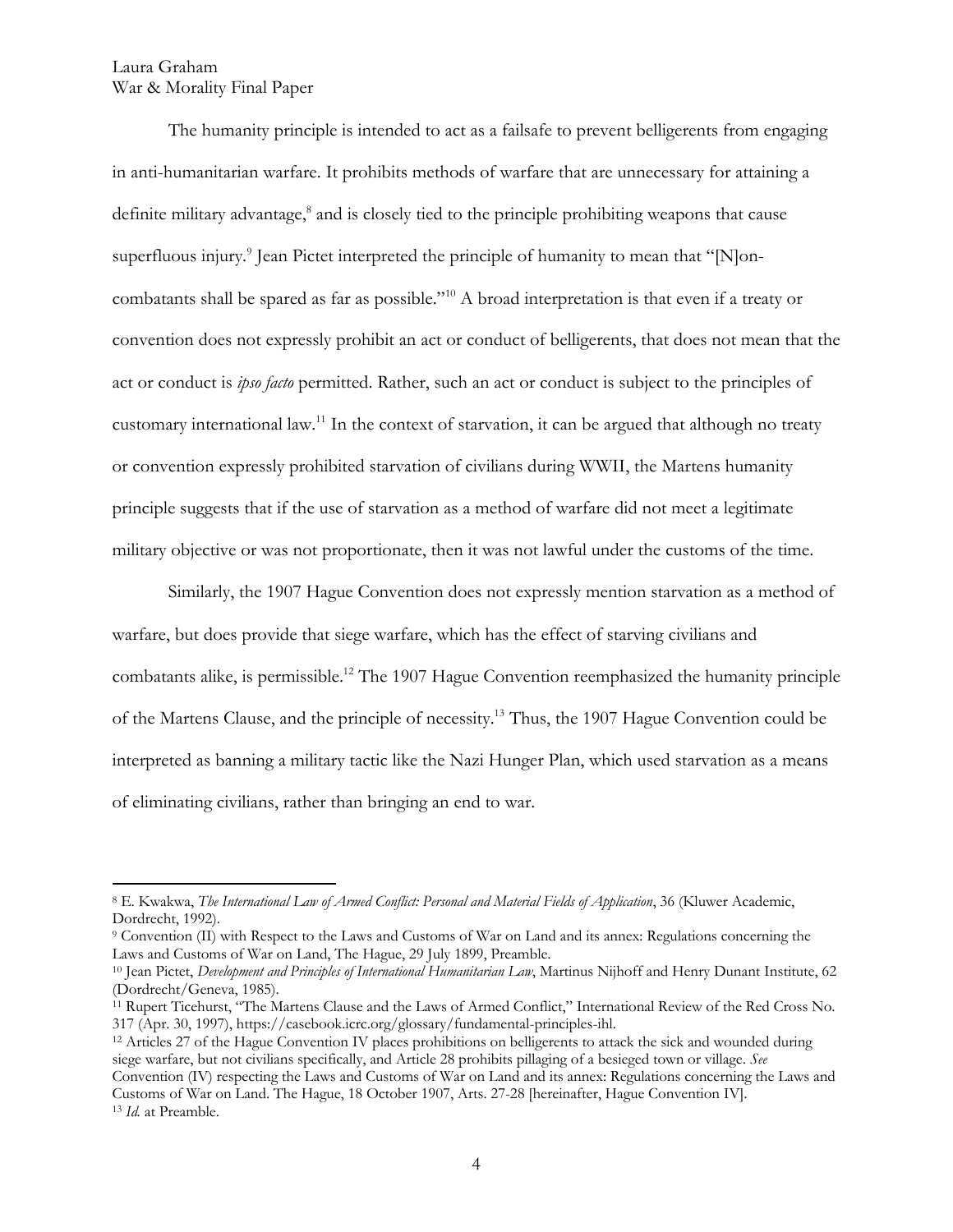The humanity principle is intended to act as a failsafe to prevent belligerents from engaging in anti-humanitarian warfare. It prohibits methods of warfare that are unnecessary for attaining a definite military advantage,[8] and is closely tied to the principle prohibiting weapons that cause superfluous injury.[9] Jean Pictet interpreted the principle of humanity to mean that "[N]on-combatants shall be spared as far as possible."[10] A broad interpretation is that even if a treaty or convention does not expressly prohibit an act or conduct of belligerents, that does not mean that the act or conduct is *ipso facto* permitted. Rather, such an act or conduct is subject to the principles of customary international law.[11] In the context of starvation, it can be argued that although no treaty or convention expressly prohibited starvation of civilians during WWII, the Martens humanity principle suggests that if the use of starvation as a method of warfare did not meet a legitimate military objective or was not proportionate, then it was not lawful under the customs of the time.

Similarly, the 1907 Hague Convention does not expressly mention starvation as a method of warfare, but does provide that siege warfare, which has the effect of starving civilians and combatants alike, is permissible.[12] The 1907 Hague Convention reemphasized the humanity principle of the Martens Clause, and the principle of necessity.[13] Thus, the 1907 Hague Convention could be interpreted as banning a military tactic like the Nazi Hunger Plan, which used starvation as a means of eliminating civilians, rather than bringing an end to war.

---

[8] E. Kwakwa, *The International Law of Armed Conflict: Personal and Material Fields of Application*, 36 (Kluwer Academic, Dordrecht, 1992).

[9] Convention (II) with Respect to the Laws and Customs of War on Land and its annex: Regulations concerning the Laws and Customs of War on Land, The Hague, 29 July 1899, Preamble.

[10] Jean Pictet, *Development and Principles of International Humanitarian Law*, Martinus Nijhoff and Henry Dunant Institute, 62 (Dordrecht/Geneva, 1985).

[11] Rupert Ticehurst, "The Martens Clause and the Laws of Armed Conflict," International Review of the Red Cross No. 317 (Apr. 30, 1997), https://casebook.icrc.org/glossary/fundamental-principles-ihl.

[12] Articles 27 of the Hague Convention IV places prohibitions on belligerents to attack the sick and wounded during siege warfare, but not civilians specifically, and Article 28 prohibits pillaging of a besieged town or village. *See* Convention (IV) respecting the Laws and Customs of War on Land and its annex: Regulations concerning the Laws and Customs of War on Land. The Hague, 18 October 1907, Arts. 27-28 [hereinafter, Hague Convention IV].

[13] *Id.* at Preamble.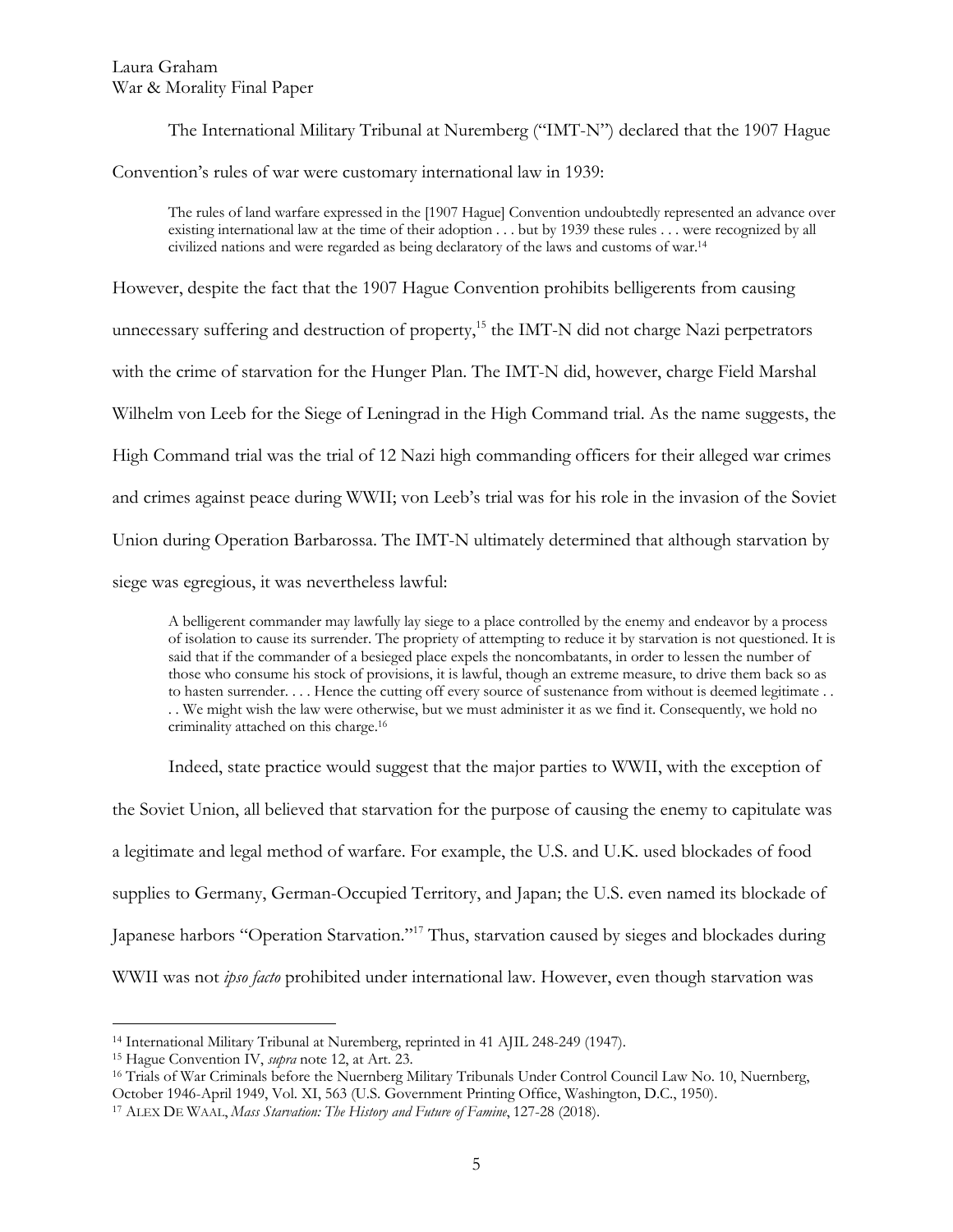The International Military Tribunal at Nuremberg ("IMT-N") declared that the 1907 Hague Convention's rules of war were customary international law in 1939:

> The rules of land warfare expressed in the [1907 Hague] Convention undoubtedly represented an advance over existing international law at the time of their adoption . . . but by 1939 these rules . . . were recognized by all civilized nations and were regarded as being declaratory of the laws and customs of war.[14]

However, despite the fact that the 1907 Hague Convention prohibits belligerents from causing unnecessary suffering and destruction of property,[15] the IMT-N did not charge Nazi perpetrators with the crime of starvation for the Hunger Plan. The IMT-N did, however, charge Field Marshal Wilhelm von Leeb for the Siege of Leningrad in the High Command trial. As the name suggests, the High Command trial was the trial of 12 Nazi high commanding officers for their alleged war crimes and crimes against peace during WWII; von Leeb's trial was for his role in the invasion of the Soviet Union during Operation Barbarossa. The IMT-N ultimately determined that although starvation by siege was egregious, it was nevertheless lawful:

> A belligerent commander may lawfully lay siege to a place controlled by the enemy and endeavor by a process of isolation to cause its surrender. The propriety of attempting to reduce it by starvation is not questioned. It is said that if the commander of a besieged place expels the noncombatants, in order to lessen the number of those who consume his stock of provisions, it is lawful, though an extreme measure, to drive them back so as to hasten surrender. . . . Hence the cutting off every source of sustenance from without is deemed legitimate . . . . We might wish the law were otherwise, but we must administer it as we find it. Consequently, we hold no criminality attached on this charge.[16]

Indeed, state practice would suggest that the major parties to WWII, with the exception of the Soviet Union, all believed that starvation for the purpose of causing the enemy to capitulate was a legitimate and legal method of warfare. For example, the U.S. and U.K. used blockades of food supplies to Germany, German-Occupied Territory, and Japan; the U.S. even named its blockade of Japanese harbors "Operation Starvation."[17] Thus, starvation caused by sieges and blockades during WWII was not *ipso facto* prohibited under international law. However, even though starvation was

---

[14] International Military Tribunal at Nuremberg, reprinted in 41 AJIL 248-249 (1947).

[15] Hague Convention IV, *supra* note 12, at Art. 23.

[16] Trials of War Criminals before the Nuernberg Military Tribunals Under Control Council Law No. 10, Nuernberg, October 1946-April 1949, Vol. XI, 563 (U.S. Government Printing Office, Washington, D.C., 1950).

[17] ALEX DE WAAL, *Mass Starvation: The History and Future of Famine*, 127-28 (2018).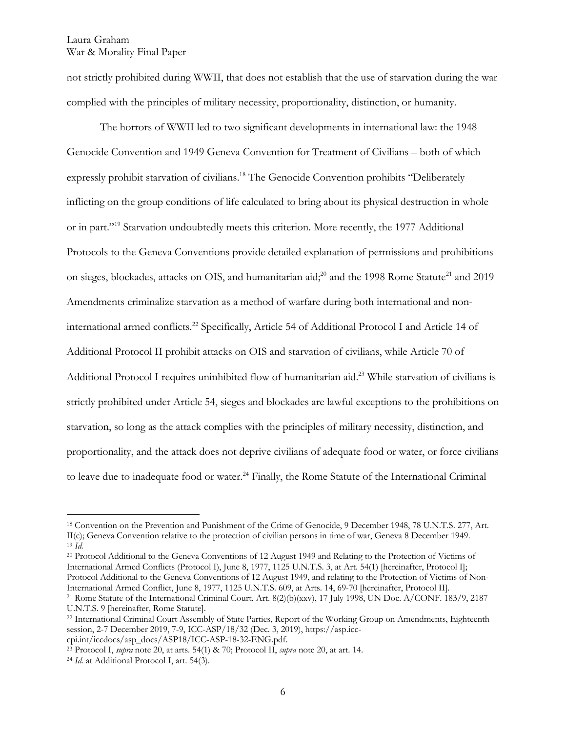not strictly prohibited during WWII, that does not establish that the use of starvation during the war complied with the principles of military necessity, proportionality, distinction, or humanity.

The horrors of WWII led to two significant developments in international law: the 1948 Genocide Convention and 1949 Geneva Convention for Treatment of Civilians – both of which expressly prohibit starvation of civilians.[18] The Genocide Convention prohibits "Deliberately inflicting on the group conditions of life calculated to bring about its physical destruction in whole or in part."[19] Starvation undoubtedly meets this criterion. More recently, the 1977 Additional Protocols to the Geneva Conventions provide detailed explanation of permissions and prohibitions on sieges, blockades, attacks on OIS, and humanitarian aid;[20] and the 1998 Rome Statute[21] and 2019 Amendments criminalize starvation as a method of warfare during both international and non-international armed conflicts.[22] Specifically, Article 54 of Additional Protocol I and Article 14 of Additional Protocol II prohibit attacks on OIS and starvation of civilians, while Article 70 of Additional Protocol I requires uninhibited flow of humanitarian aid.[23] While starvation of civilians is strictly prohibited under Article 54, sieges and blockades are lawful exceptions to the prohibitions on starvation, so long as the attack complies with the principles of military necessity, distinction, and proportionality, and the attack does not deprive civilians of adequate food or water, or force civilians to leave due to inadequate food or water.[24] Finally, the Rome Statute of the International Criminal

---

[18] Convention on the Prevention and Punishment of the Crime of Genocide, 9 December 1948, 78 U.N.T.S. 277, Art. II(c); Geneva Convention relative to the protection of civilian persons in time of war, Geneva 8 December 1949.

[19] *Id.*

[20] Protocol Additional to the Geneva Conventions of 12 August 1949 and Relating to the Protection of Victims of International Armed Conflicts (Protocol I), June 8, 1977, 1125 U.N.T.S. 3, at Art. 54(1) [hereinafter, Protocol I]; Protocol Additional to the Geneva Conventions of 12 August 1949, and relating to the Protection of Victims of Non-International Armed Conflict, June 8, 1977, 1125 U.N.T.S. 609, at Arts. 14, 69-70 [hereinafter, Protocol II].

[21] Rome Statute of the International Criminal Court, Art. 8(2)(b)(xxv), 17 July 1998, UN Doc. A/CONF. 183/9, 2187 U.N.T.S. 9 [hereinafter, Rome Statute].

[22] International Criminal Court Assembly of State Parties, Report of the Working Group on Amendments, Eighteenth session, 2-7 December 2019, 7-9, ICC-ASP/18/32 (Dec. 3, 2019), https://asp.icc-cpi.int/iccdocs/asp_docs/ASP18/ICC-ASP-18-32-ENG.pdf.

[23] Protocol I, *supra* note 20, at arts. 54(1) & 70; Protocol II, *supra* note 20, at art. 14.

[24] *Id.* at Additional Protocol I, art. 54(3).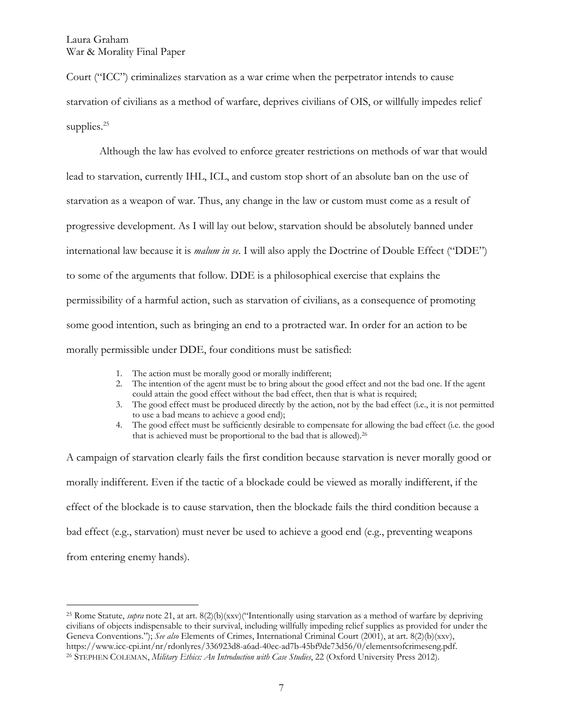Court ("ICC") criminalizes starvation as a war crime when the perpetrator intends to cause starvation of civilians as a method of warfare, deprives civilians of OIS, or willfully impedes relief supplies.[25]

Although the law has evolved to enforce greater restrictions on methods of war that would lead to starvation, currently IHL, ICL, and custom stop short of an absolute ban on the use of starvation as a weapon of war. Thus, any change in the law or custom must come as a result of progressive development. As I will lay out below, starvation should be absolutely banned under international law because it is *malum in se*. I will also apply the Doctrine of Double Effect ("DDE") to some of the arguments that follow. DDE is a philosophical exercise that explains the permissibility of a harmful action, such as starvation of civilians, as a consequence of promoting some good intention, such as bringing an end to a protracted war. In order for an action to be morally permissible under DDE, four conditions must be satisfied:

1. The action must be morally good or morally indifferent;
2. The intention of the agent must be to bring about the good effect and not the bad one. If the agent could attain the good effect without the bad effect, then that is what is required;
3. The good effect must be produced directly by the action, not by the bad effect (i.e., it is not permitted to use a bad means to achieve a good end);
4. The good effect must be sufficiently desirable to compensate for allowing the bad effect (i.e. the good that is achieved must be proportional to the bad that is allowed).[26]

A campaign of starvation clearly fails the first condition because starvation is never morally good or morally indifferent. Even if the tactic of a blockade could be viewed as morally indifferent, if the effect of the blockade is to cause starvation, then the blockade fails the third condition because a bad effect (e.g., starvation) must never be used to achieve a good end (e.g., preventing weapons from entering enemy hands).

---

[25] Rome Statute, *supra* note 21, at art. 8(2)(b)(xxv)("Intentionally using starvation as a method of warfare by depriving civilians of objects indispensable to their survival, including willfully impeding relief supplies as provided for under the Geneva Conventions."); *See also* Elements of Crimes, International Criminal Court (2001), at art. 8(2)(b)(xxv), https://www.icc-cpi.int/nr/rdonlyres/336923d8-a6ad-40ec-ad7b-45bf9de73d56/0/elementsofcrimeseng.pdf.

[26] STEPHEN COLEMAN, *Military Ethics: An Introduction with Case Studies*, 22 (Oxford University Press 2012).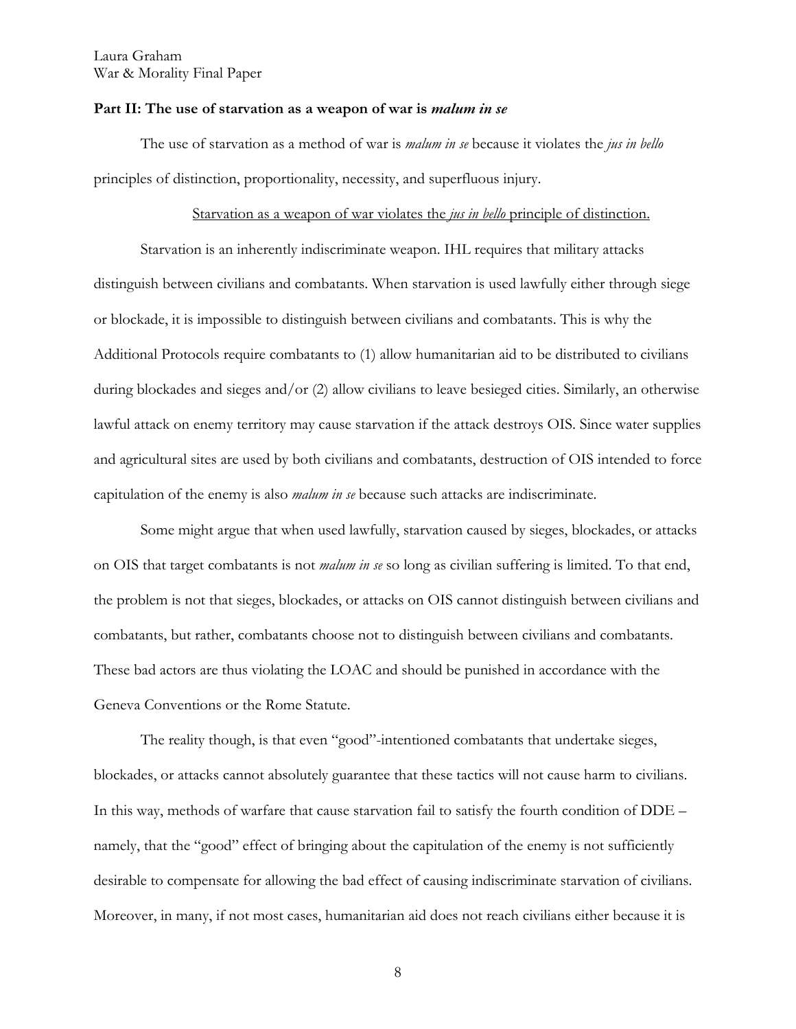**Part II: The use of starvation as a weapon of war is *malum in se***

The use of starvation as a method of war is *malum in se* because it violates the *jus in bello* principles of distinction, proportionality, necessity, and superfluous injury.

<u>Starvation as a weapon of war violates the *jus in bello* principle of distinction.</u>

Starvation is an inherently indiscriminate weapon. IHL requires that military attacks distinguish between civilians and combatants. When starvation is used lawfully either through siege or blockade, it is impossible to distinguish between civilians and combatants. This is why the Additional Protocols require combatants to (1) allow humanitarian aid to be distributed to civilians during blockades and sieges and/or (2) allow civilians to leave besieged cities. Similarly, an otherwise lawful attack on enemy territory may cause starvation if the attack destroys OIS. Since water supplies and agricultural sites are used by both civilians and combatants, destruction of OIS intended to force capitulation of the enemy is also *malum in se* because such attacks are indiscriminate.

Some might argue that when used lawfully, starvation caused by sieges, blockades, or attacks on OIS that target combatants is not *malum in se* so long as civilian suffering is limited. To that end, the problem is not that sieges, blockades, or attacks on OIS cannot distinguish between civilians and combatants, but rather, combatants choose not to distinguish between civilians and combatants. These bad actors are thus violating the LOAC and should be punished in accordance with the Geneva Conventions or the Rome Statute.

The reality though, is that even "good"-intentioned combatants that undertake sieges, blockades, or attacks cannot absolutely guarantee that these tactics will not cause harm to civilians. In this way, methods of warfare that cause starvation fail to satisfy the fourth condition of DDE – namely, that the "good" effect of bringing about the capitulation of the enemy is not sufficiently desirable to compensate for allowing the bad effect of causing indiscriminate starvation of civilians. Moreover, in many, if not most cases, humanitarian aid does not reach civilians either because it is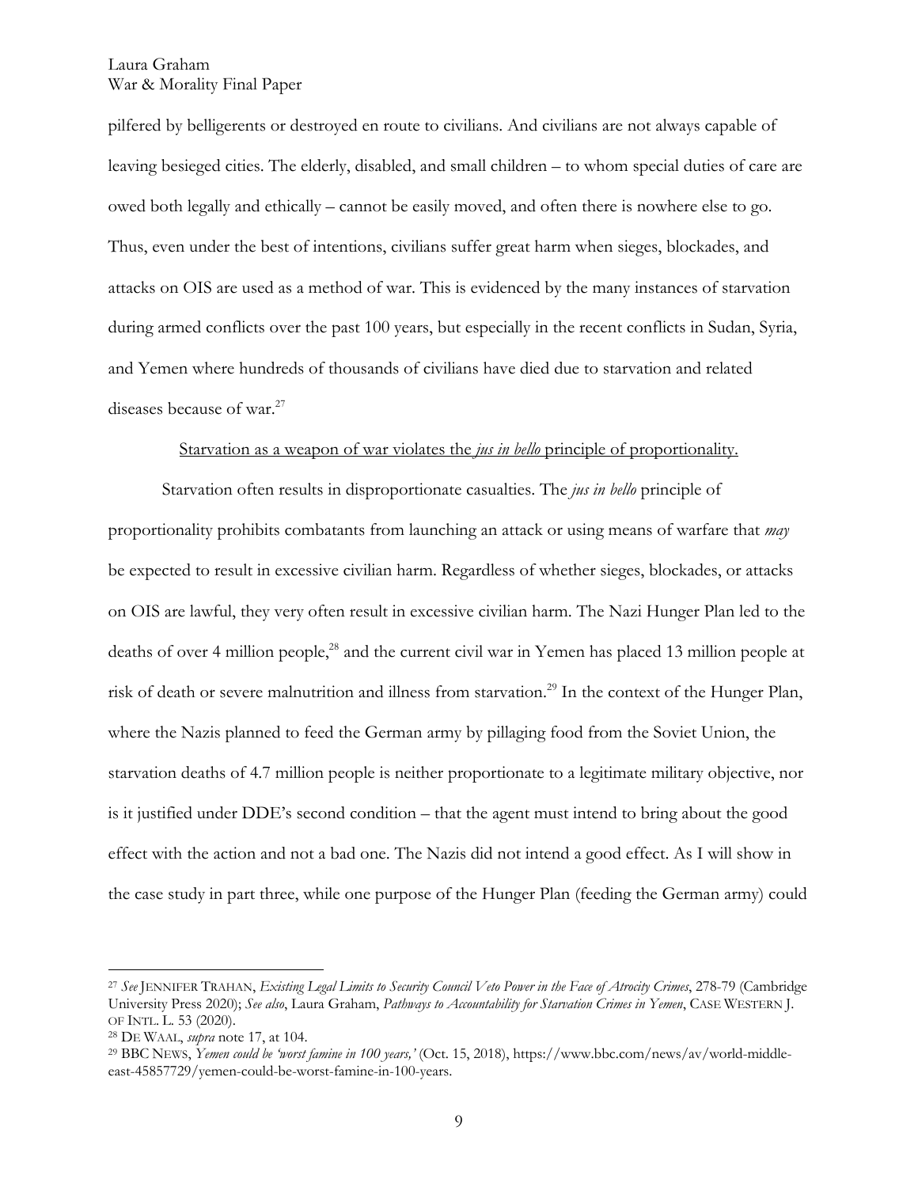pilfered by belligerents or destroyed en route to civilians. And civilians are not always capable of leaving besieged cities. The elderly, disabled, and small children – to whom special duties of care are owed both legally and ethically – cannot be easily moved, and often there is nowhere else to go. Thus, even under the best of intentions, civilians suffer great harm when sieges, blockades, and attacks on OIS are used as a method of war. This is evidenced by the many instances of starvation during armed conflicts over the past 100 years, but especially in the recent conflicts in Sudan, Syria, and Yemen where hundreds of thousands of civilians have died due to starvation and related diseases because of war.[27]

<u>Starvation as a weapon of war violates the *jus in bello* principle of proportionality.</u>

Starvation often results in disproportionate casualties. The *jus in bello* principle of proportionality prohibits combatants from launching an attack or using means of warfare that *may* be expected to result in excessive civilian harm. Regardless of whether sieges, blockades, or attacks on OIS are lawful, they very often result in excessive civilian harm. The Nazi Hunger Plan led to the deaths of over 4 million people,[28] and the current civil war in Yemen has placed 13 million people at risk of death or severe malnutrition and illness from starvation.[29] In the context of the Hunger Plan, where the Nazis planned to feed the German army by pillaging food from the Soviet Union, the starvation deaths of 4.7 million people is neither proportionate to a legitimate military objective, nor is it justified under DDE's second condition – that the agent must intend to bring about the good effect with the action and not a bad one. The Nazis did not intend a good effect. As I will show in the case study in part three, while one purpose of the Hunger Plan (feeding the German army) could

---

[27] *See* JENNIFER TRAHAN, *Existing Legal Limits to Security Council Veto Power in the Face of Atrocity Crimes*, 278-79 (Cambridge University Press 2020); *See also*, Laura Graham, *Pathways to Accountability for Starvation Crimes in Yemen*, CASE WESTERN J. OF INTL. L. 53 (2020).

[28] DE WAAL, *supra* note 17, at 104.

[29] BBC NEWS, *Yemen could be 'worst famine in 100 years,'* (Oct. 15, 2018), https://www.bbc.com/news/av/world-middle-east-45857729/yemen-could-be-worst-famine-in-100-years.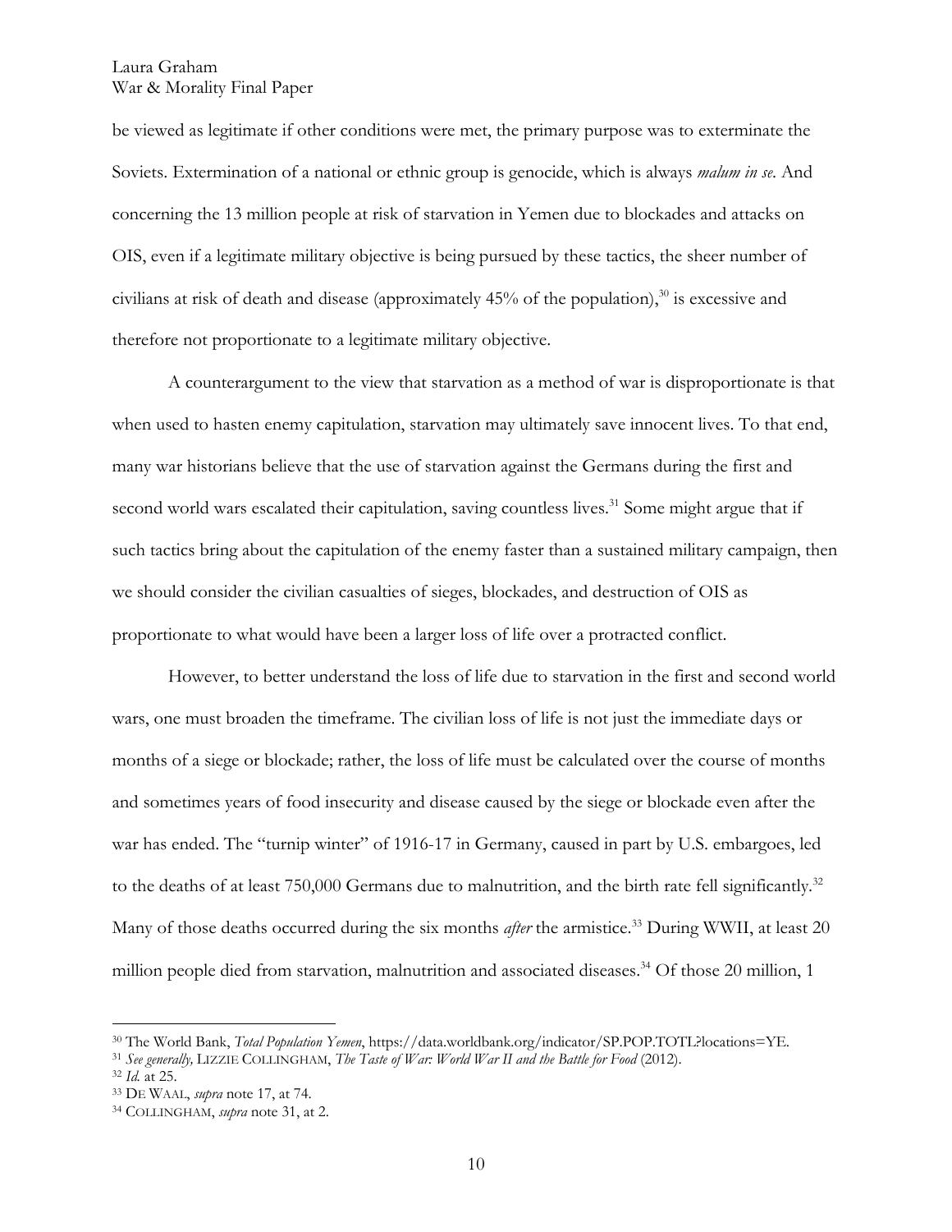be viewed as legitimate if other conditions were met, the primary purpose was to exterminate the Soviets. Extermination of a national or ethnic group is genocide, which is always *malum in se*. And concerning the 13 million people at risk of starvation in Yemen due to blockades and attacks on OIS, even if a legitimate military objective is being pursued by these tactics, the sheer number of civilians at risk of death and disease (approximately 45% of the population),[30] is excessive and therefore not proportionate to a legitimate military objective.

A counterargument to the view that starvation as a method of war is disproportionate is that when used to hasten enemy capitulation, starvation may ultimately save innocent lives. To that end, many war historians believe that the use of starvation against the Germans during the first and second world wars escalated their capitulation, saving countless lives.[31] Some might argue that if such tactics bring about the capitulation of the enemy faster than a sustained military campaign, then we should consider the civilian casualties of sieges, blockades, and destruction of OIS as proportionate to what would have been a larger loss of life over a protracted conflict.

However, to better understand the loss of life due to starvation in the first and second world wars, one must broaden the timeframe. The civilian loss of life is not just the immediate days or months of a siege or blockade; rather, the loss of life must be calculated over the course of months and sometimes years of food insecurity and disease caused by the siege or blockade even after the war has ended. The "turnip winter" of 1916-17 in Germany, caused in part by U.S. embargoes, led to the deaths of at least 750,000 Germans due to malnutrition, and the birth rate fell significantly.[32] Many of those deaths occurred during the six months *after* the armistice.[33] During WWII, at least 20 million people died from starvation, malnutrition and associated diseases.[34] Of those 20 million, 1

---

[30] The World Bank, *Total Population Yemen*, https://data.worldbank.org/indicator/SP.POP.TOTL?locations=YE.

[31] *See generally,* LIZZIE COLLINGHAM, *The Taste of War: World War II and the Battle for Food* (2012).

[32] *Id.* at 25.

[33] DE WAAL, *supra* note 17, at 74.

[34] COLLINGHAM, *supra* note 31, at 2.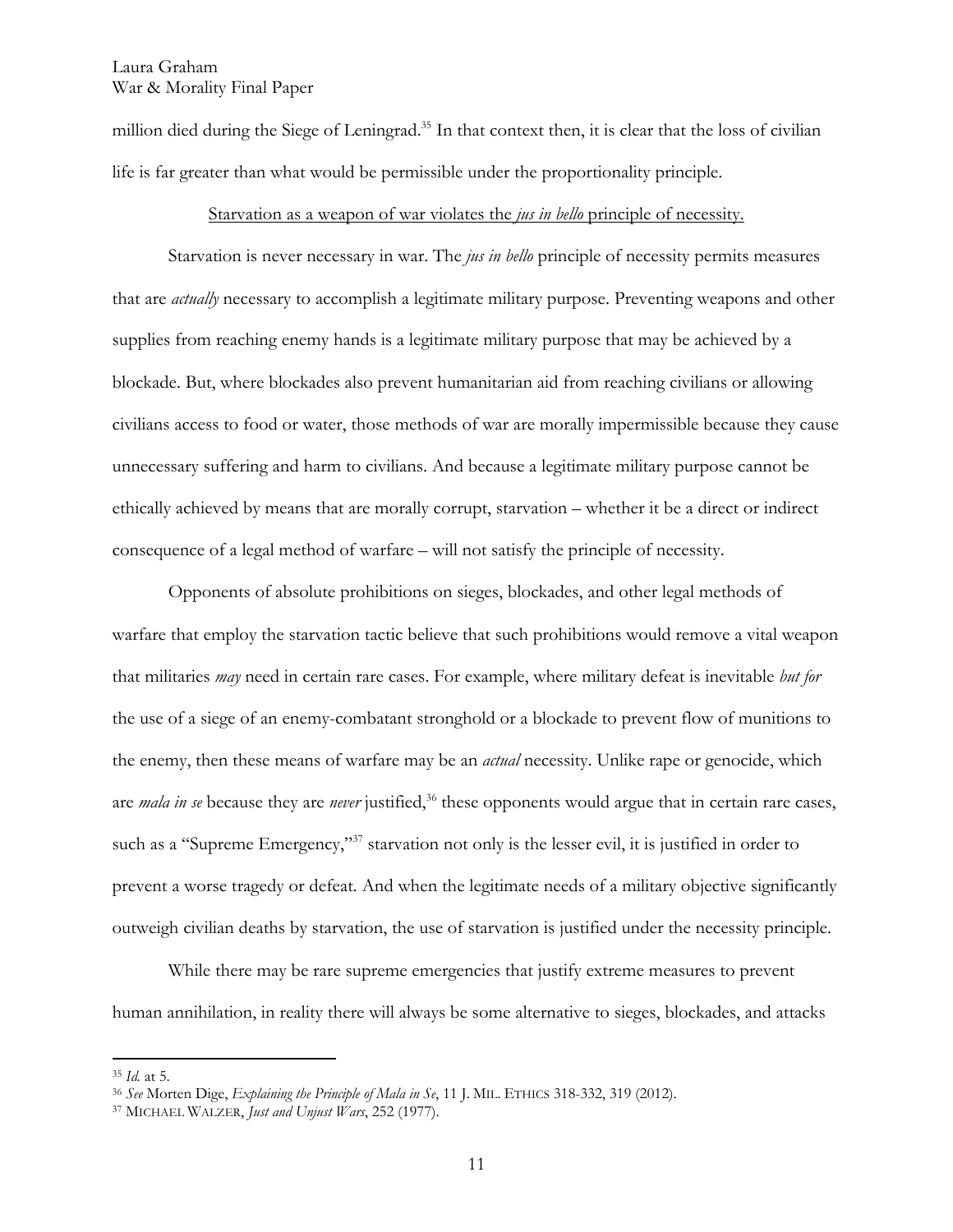million died during the Siege of Leningrad.[35] In that context then, it is clear that the loss of civilian life is far greater than what would be permissible under the proportionality principle.

<u>Starvation as a weapon of war violates the *jus in bello* principle of necessity.</u>

Starvation is never necessary in war. The *jus in bello* principle of necessity permits measures that are *actually* necessary to accomplish a legitimate military purpose. Preventing weapons and other supplies from reaching enemy hands is a legitimate military purpose that may be achieved by a blockade. But, where blockades also prevent humanitarian aid from reaching civilians or allowing civilians access to food or water, those methods of war are morally impermissible because they cause unnecessary suffering and harm to civilians. And because a legitimate military purpose cannot be ethically achieved by means that are morally corrupt, starvation – whether it be a direct or indirect consequence of a legal method of warfare – will not satisfy the principle of necessity.

Opponents of absolute prohibitions on sieges, blockades, and other legal methods of warfare that employ the starvation tactic believe that such prohibitions would remove a vital weapon that militaries *may* need in certain rare cases. For example, where military defeat is inevitable *but for* the use of a siege of an enemy-combatant stronghold or a blockade to prevent flow of munitions to the enemy, then these means of warfare may be an *actual* necessity. Unlike rape or genocide, which are *mala in se* because they are *never* justified,[36] these opponents would argue that in certain rare cases, such as a "Supreme Emergency,"[37] starvation not only is the lesser evil, it is justified in order to prevent a worse tragedy or defeat. And when the legitimate needs of a military objective significantly outweigh civilian deaths by starvation, the use of starvation is justified under the necessity principle.

While there may be rare supreme emergencies that justify extreme measures to prevent human annihilation, in reality there will always be some alternative to sieges, blockades, and attacks

---

[35] *Id.* at 5.

[36] *See* Morten Dige, *Explaining the Principle of Mala in Se*, 11 J. MIL. ETHICS 318-332, 319 (2012).

[37] MICHAEL WALZER, *Just and Unjust Wars*, 252 (1977).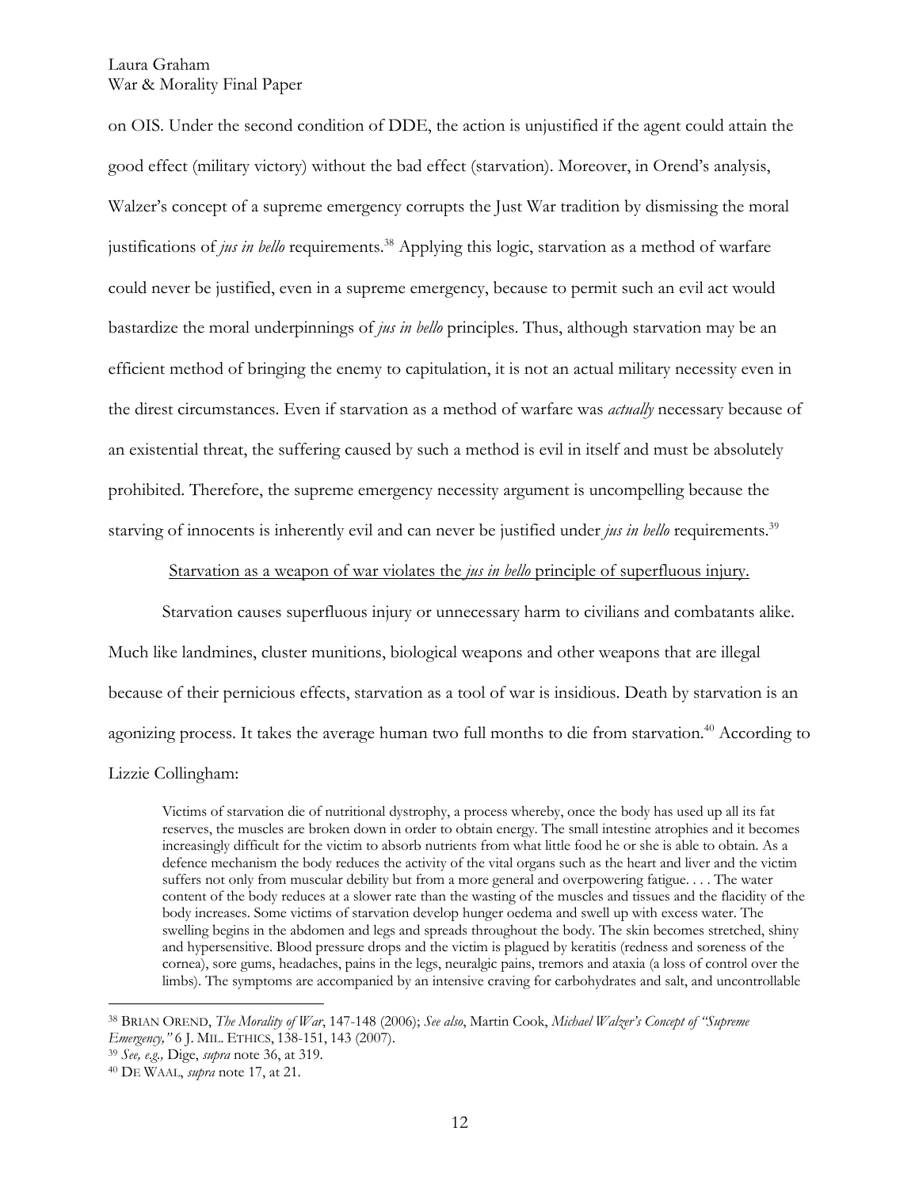on OIS. Under the second condition of DDE, the action is unjustified if the agent could attain the good effect (military victory) without the bad effect (starvation). Moreover, in Orend's analysis, Walzer's concept of a supreme emergency corrupts the Just War tradition by dismissing the moral justifications of *jus in bello* requirements.[38] Applying this logic, starvation as a method of warfare could never be justified, even in a supreme emergency, because to permit such an evil act would bastardize the moral underpinnings of *jus in bello* principles. Thus, although starvation may be an efficient method of bringing the enemy to capitulation, it is not an actual military necessity even in the direst circumstances. Even if starvation as a method of warfare was *actually* necessary because of an existential threat, the suffering caused by such a method is evil in itself and must be absolutely prohibited. Therefore, the supreme emergency necessity argument is uncompelling because the starving of innocents is inherently evil and can never be justified under *jus in bello* requirements.[39]

<u>Starvation as a weapon of war violates the *jus in bello* principle of superfluous injury.</u>

Starvation causes superfluous injury or unnecessary harm to civilians and combatants alike. Much like landmines, cluster munitions, biological weapons and other weapons that are illegal because of their pernicious effects, starvation as a tool of war is insidious. Death by starvation is an agonizing process. It takes the average human two full months to die from starvation.[40] According to Lizzie Collingham:

> Victims of starvation die of nutritional dystrophy, a process whereby, once the body has used up all its fat reserves, the muscles are broken down in order to obtain energy. The small intestine atrophies and it becomes increasingly difficult for the victim to absorb nutrients from what little food he or she is able to obtain. As a defence mechanism the body reduces the activity of the vital organs such as the heart and liver and the victim suffers not only from muscular debility but from a more general and overpowering fatigue. . . . The water content of the body reduces at a slower rate than the wasting of the muscles and tissues and the flacidity of the body increases. Some victims of starvation develop hunger oedema and swell up with excess water. The swelling begins in the abdomen and legs and spreads throughout the body. The skin becomes stretched, shiny and hypersensitive. Blood pressure drops and the victim is plagued by keratitis (redness and soreness of the cornea), sore gums, headaches, pains in the legs, neuralgic pains, tremors and ataxia (a loss of control over the limbs). The symptoms are accompanied by an intensive craving for carbohydrates and salt, and uncontrollable

---

[38] BRIAN OREND, *The Morality of War*, 147-148 (2006); *See also*, Martin Cook, *Michael Walzer's Concept of "Supreme Emergency,"* 6 J. MIL. ETHICS, 138-151, 143 (2007).

[39] *See, e.g.,* Dige, *supra* note 36, at 319.

[40] DE WAAL, *supra* note 17, at 21.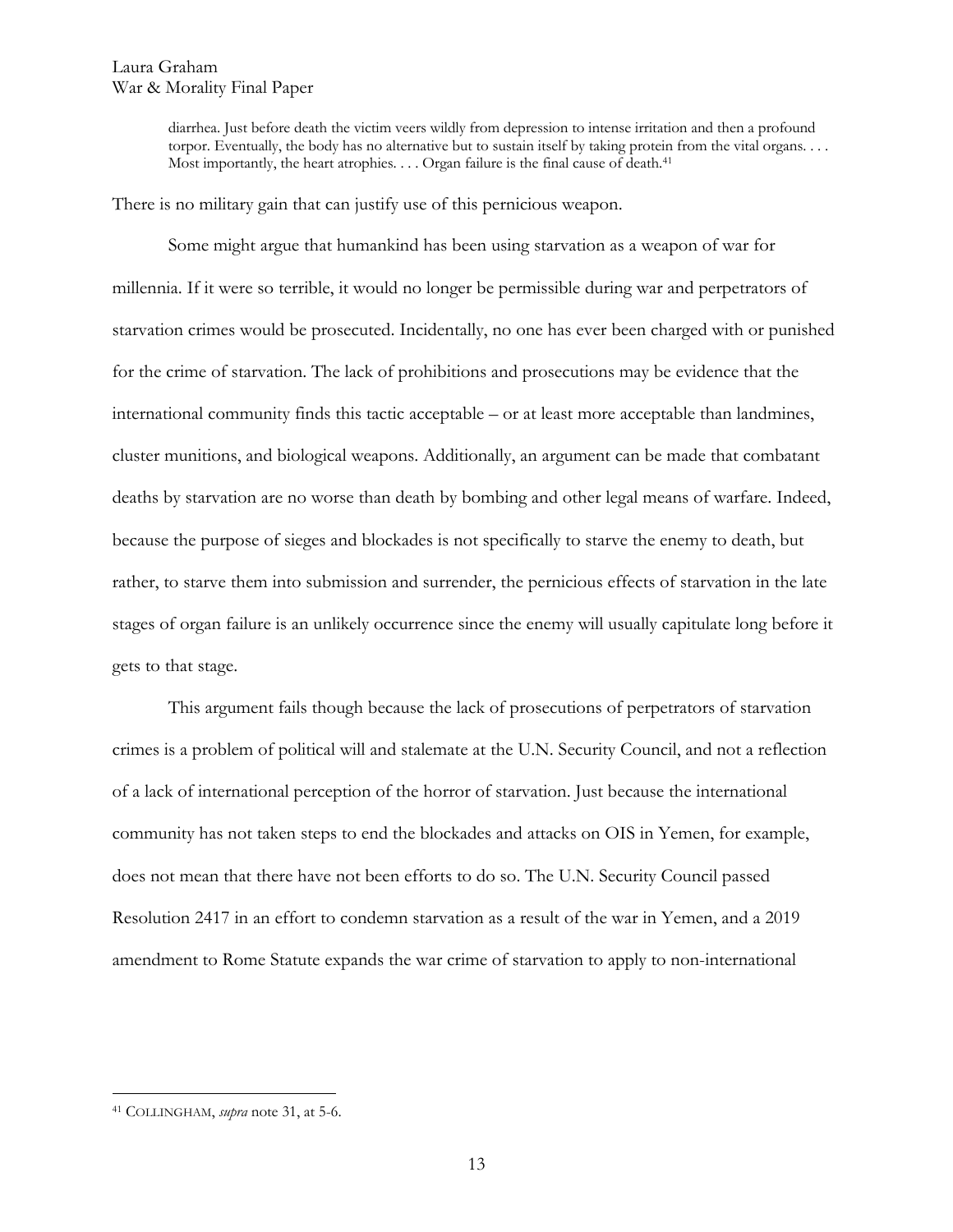> diarrhea. Just before death the victim veers wildly from depression to intense irritation and then a profound torpor. Eventually, the body has no alternative but to sustain itself by taking protein from the vital organs. . . . Most importantly, the heart atrophies. . . . Organ failure is the final cause of death.[41]

There is no military gain that can justify use of this pernicious weapon.

Some might argue that humankind has been using starvation as a weapon of war for millennia. If it were so terrible, it would no longer be permissible during war and perpetrators of starvation crimes would be prosecuted. Incidentally, no one has ever been charged with or punished for the crime of starvation. The lack of prohibitions and prosecutions may be evidence that the international community finds this tactic acceptable – or at least more acceptable than landmines, cluster munitions, and biological weapons. Additionally, an argument can be made that combatant deaths by starvation are no worse than death by bombing and other legal means of warfare. Indeed, because the purpose of sieges and blockades is not specifically to starve the enemy to death, but rather, to starve them into submission and surrender, the pernicious effects of starvation in the late stages of organ failure is an unlikely occurrence since the enemy will usually capitulate long before it gets to that stage.

This argument fails though because the lack of prosecutions of perpetrators of starvation crimes is a problem of political will and stalemate at the U.N. Security Council, and not a reflection of a lack of international perception of the horror of starvation. Just because the international community has not taken steps to end the blockades and attacks on OIS in Yemen, for example, does not mean that there have not been efforts to do so. The U.N. Security Council passed Resolution 2417 in an effort to condemn starvation as a result of the war in Yemen, and a 2019 amendment to Rome Statute expands the war crime of starvation to apply to non-international

---

[41] COLLINGHAM, *supra* note 31, at 5-6.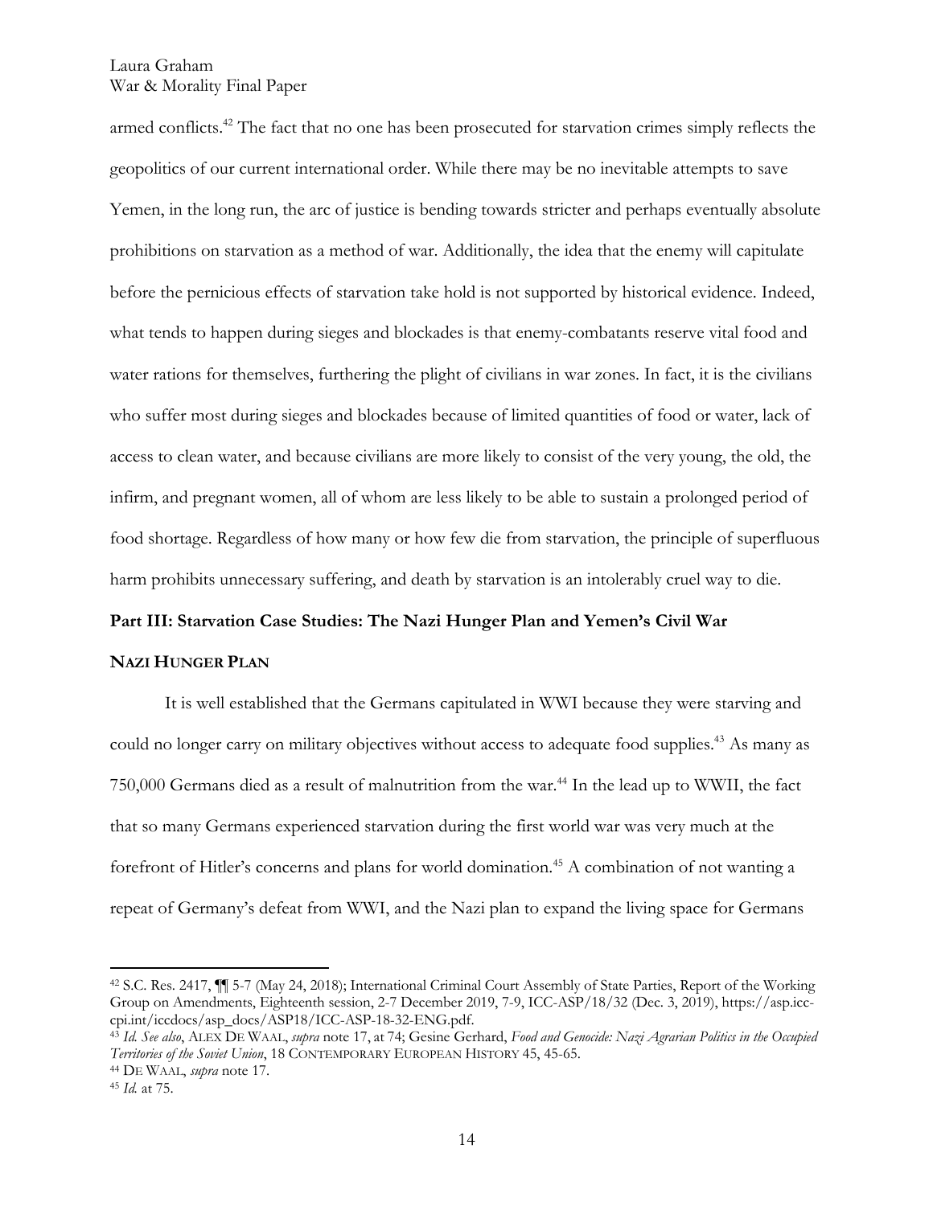armed conflicts.[42] The fact that no one has been prosecuted for starvation crimes simply reflects the geopolitics of our current international order. While there may be no inevitable attempts to save Yemen, in the long run, the arc of justice is bending towards stricter and perhaps eventually absolute prohibitions on starvation as a method of war. Additionally, the idea that the enemy will capitulate before the pernicious effects of starvation take hold is not supported by historical evidence. Indeed, what tends to happen during sieges and blockades is that enemy-combatants reserve vital food and water rations for themselves, furthering the plight of civilians in war zones. In fact, it is the civilians who suffer most during sieges and blockades because of limited quantities of food or water, lack of access to clean water, and because civilians are more likely to consist of the very young, the old, the infirm, and pregnant women, all of whom are less likely to be able to sustain a prolonged period of food shortage. Regardless of how many or how few die from starvation, the principle of superfluous harm prohibits unnecessary suffering, and death by starvation is an intolerably cruel way to die.

## Part III: Starvation Case Studies: The Nazi Hunger Plan and Yemen's Civil War

### NAZI HUNGER PLAN

It is well established that the Germans capitulated in WWI because they were starving and could no longer carry on military objectives without access to adequate food supplies.[43] As many as 750,000 Germans died as a result of malnutrition from the war.[44] In the lead up to WWII, the fact that so many Germans experienced starvation during the first world war was very much at the forefront of Hitler's concerns and plans for world domination.[45] A combination of not wanting a repeat of Germany's defeat from WWI, and the Nazi plan to expand the living space for Germans

---

[42] S.C. Res. 2417, ¶¶ 5-7 (May 24, 2018); International Criminal Court Assembly of State Parties, Report of the Working Group on Amendments, Eighteenth session, 2-7 December 2019, 7-9, ICC-ASP/18/32 (Dec. 3, 2019), https://asp.icc-cpi.int/iccdocs/asp_docs/ASP18/ICC-ASP-18-32-ENG.pdf.

[43] *Id. See also*, ALEX DE WAAL, *supra* note 17, at 74; Gesine Gerhard, *Food and Genocide: Nazi Agrarian Politics in the Occupied Territories of the Soviet Union*, 18 CONTEMPORARY EUROPEAN HISTORY 45, 45-65.

[44] DE WAAL, *supra* note 17.

[45] *Id.* at 75.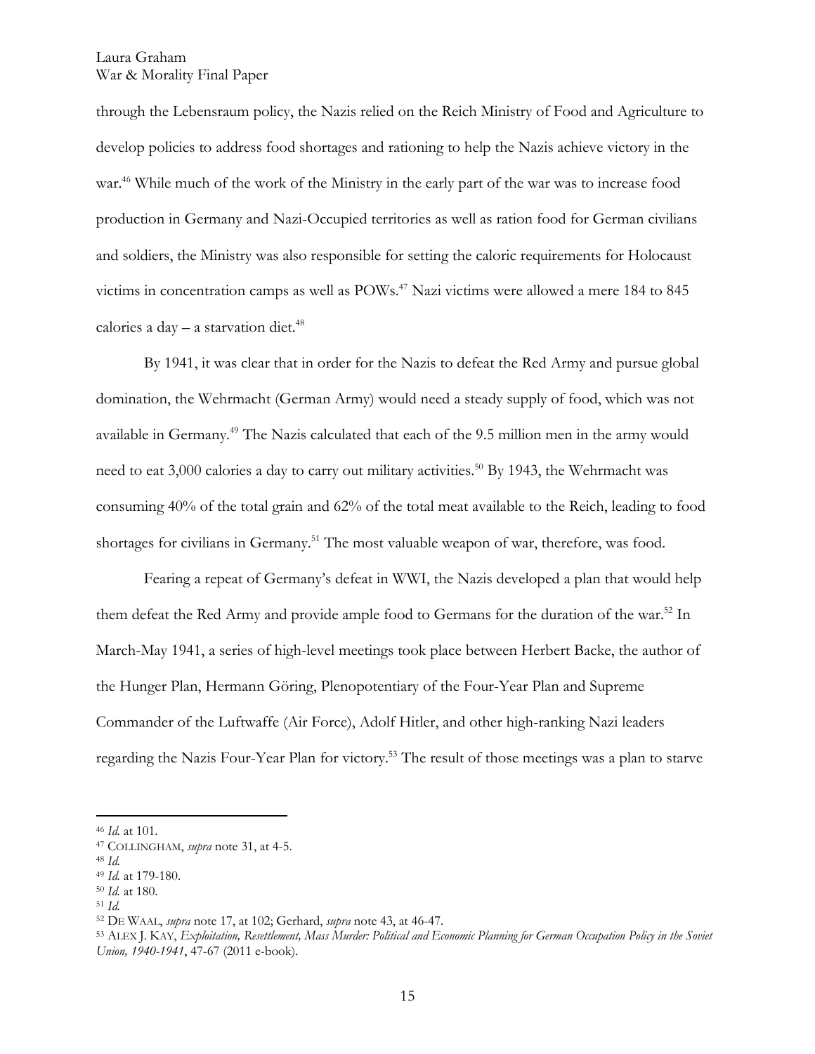through the Lebensraum policy, the Nazis relied on the Reich Ministry of Food and Agriculture to develop policies to address food shortages and rationing to help the Nazis achieve victory in the war.[46] While much of the work of the Ministry in the early part of the war was to increase food production in Germany and Nazi-Occupied territories as well as ration food for German civilians and soldiers, the Ministry was also responsible for setting the caloric requirements for Holocaust victims in concentration camps as well as POWs.[47] Nazi victims were allowed a mere 184 to 845 calories a day – a starvation diet.[48]

By 1941, it was clear that in order for the Nazis to defeat the Red Army and pursue global domination, the Wehrmacht (German Army) would need a steady supply of food, which was not available in Germany.[49] The Nazis calculated that each of the 9.5 million men in the army would need to eat 3,000 calories a day to carry out military activities.[50] By 1943, the Wehrmacht was consuming 40% of the total grain and 62% of the total meat available to the Reich, leading to food shortages for civilians in Germany.[51] The most valuable weapon of war, therefore, was food.

Fearing a repeat of Germany's defeat in WWI, the Nazis developed a plan that would help them defeat the Red Army and provide ample food to Germans for the duration of the war.[52] In March-May 1941, a series of high-level meetings took place between Herbert Backe, the author of the Hunger Plan, Hermann Göring, Plenopotentiary of the Four-Year Plan and Supreme Commander of the Luftwaffe (Air Force), Adolf Hitler, and other high-ranking Nazi leaders regarding the Nazis Four-Year Plan for victory.[53] The result of those meetings was a plan to starve

---

[46] *Id.* at 101.

[47] COLLINGHAM, *supra* note 31, at 4-5.

[48] *Id.*

[49] *Id.* at 179-180.

[50] *Id.* at 180.

[51] *Id.*

[52] DE WAAL, *supra* note 17, at 102; Gerhard, *supra* note 43, at 46-47.

[53] ALEX J. KAY, *Exploitation, Resettlement, Mass Murder: Political and Economic Planning for German Occupation Policy in the Soviet Union, 1940-1941*, 47-67 (2011 e-book).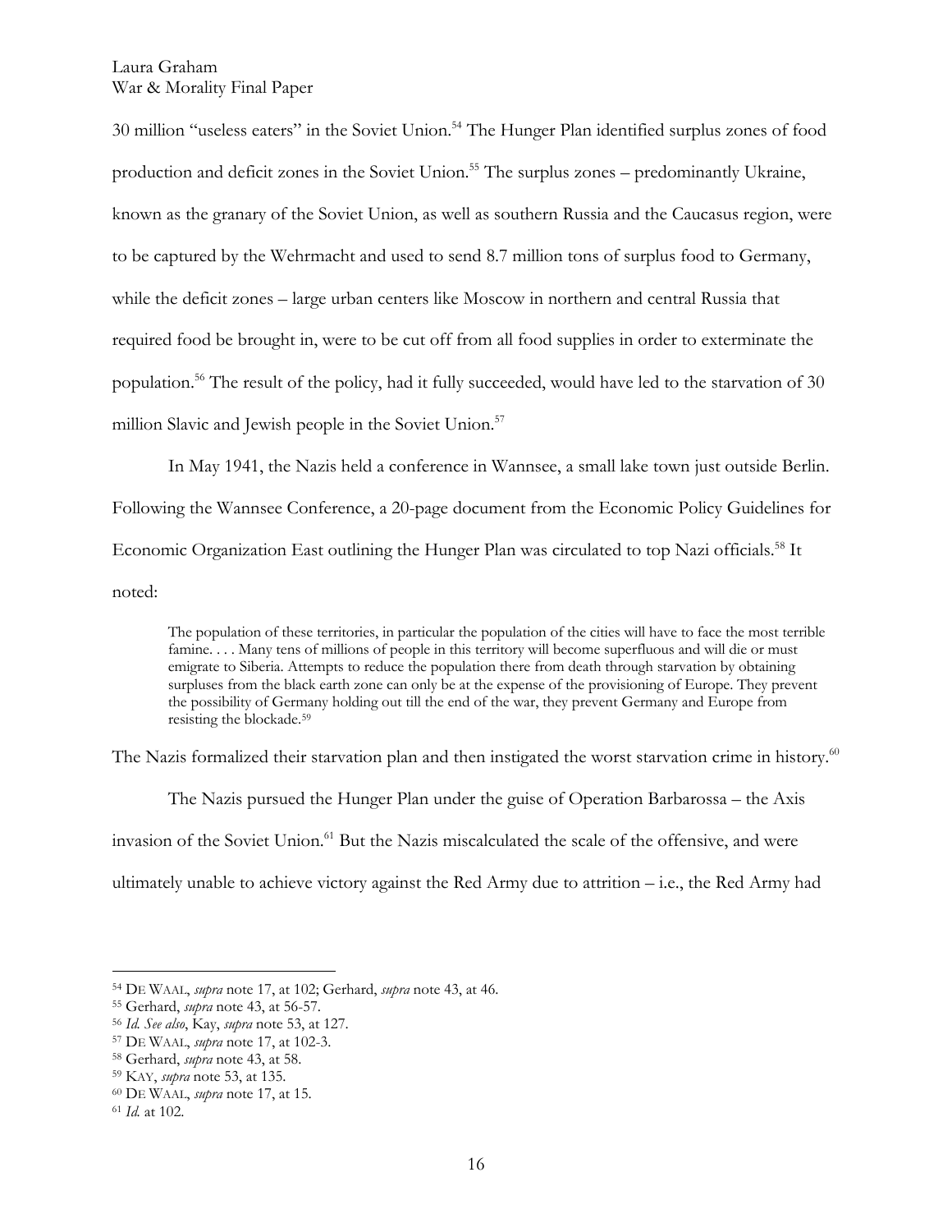30 million "useless eaters" in the Soviet Union.[54] The Hunger Plan identified surplus zones of food production and deficit zones in the Soviet Union.[55] The surplus zones – predominantly Ukraine, known as the granary of the Soviet Union, as well as southern Russia and the Caucasus region, were to be captured by the Wehrmacht and used to send 8.7 million tons of surplus food to Germany, while the deficit zones – large urban centers like Moscow in northern and central Russia that required food be brought in, were to be cut off from all food supplies in order to exterminate the population.[56] The result of the policy, had it fully succeeded, would have led to the starvation of 30 million Slavic and Jewish people in the Soviet Union.[57]

In May 1941, the Nazis held a conference in Wannsee, a small lake town just outside Berlin. Following the Wannsee Conference, a 20-page document from the Economic Policy Guidelines for Economic Organization East outlining the Hunger Plan was circulated to top Nazi officials.[58] It noted:

> The population of these territories, in particular the population of the cities will have to face the most terrible famine. . . . Many tens of millions of people in this territory will become superfluous and will die or must emigrate to Siberia. Attempts to reduce the population there from death through starvation by obtaining surpluses from the black earth zone can only be at the expense of the provisioning of Europe. They prevent the possibility of Germany holding out till the end of the war, they prevent Germany and Europe from resisting the blockade.[59]

The Nazis formalized their starvation plan and then instigated the worst starvation crime in history.[60]

The Nazis pursued the Hunger Plan under the guise of Operation Barbarossa – the Axis invasion of the Soviet Union.[61] But the Nazis miscalculated the scale of the offensive, and were ultimately unable to achieve victory against the Red Army due to attrition – i.e., the Red Army had

---

[54] DE WAAL, *supra* note 17, at 102; Gerhard, *supra* note 43, at 46.

[55] Gerhard, *supra* note 43, at 56-57.

[56] *Id. See also*, Kay, *supra* note 53, at 127.

[57] DE WAAL, *supra* note 17, at 102-3.

[58] Gerhard, *supra* note 43, at 58.

[59] KAY, *supra* note 53, at 135.

[60] DE WAAL, *supra* note 17, at 15.

[61] *Id.* at 102.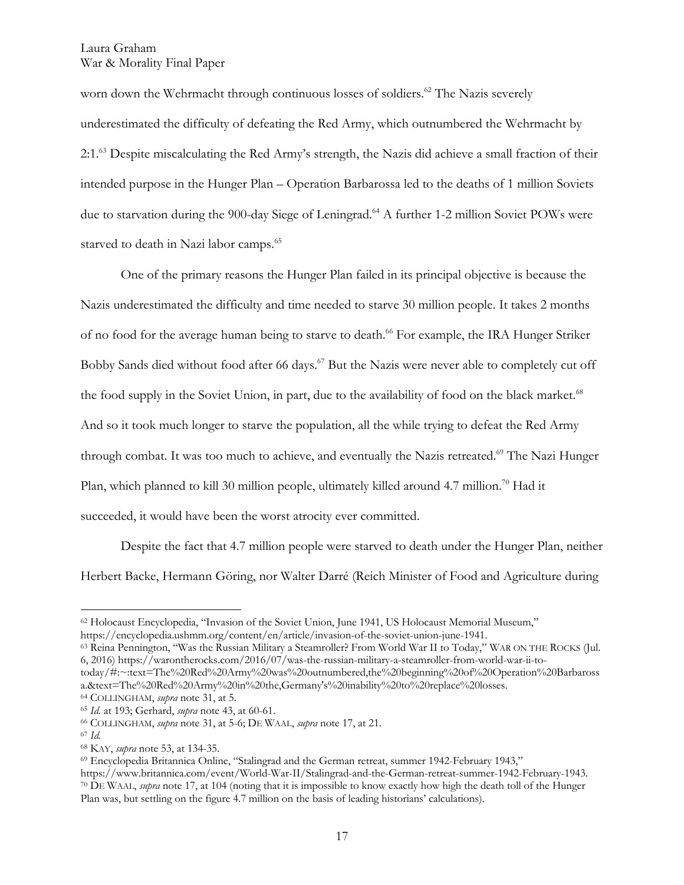worn down the Wehrmacht through continuous losses of soldiers.[62] The Nazis severely underestimated the difficulty of defeating the Red Army, which outnumbered the Wehrmacht by 2:1.[63] Despite miscalculating the Red Army's strength, the Nazis did achieve a small fraction of their intended purpose in the Hunger Plan – Operation Barbarossa led to the deaths of 1 million Soviets due to starvation during the 900-day Siege of Leningrad.[64] A further 1-2 million Soviet POWs were starved to death in Nazi labor camps.[65]

One of the primary reasons the Hunger Plan failed in its principal objective is because the Nazis underestimated the difficulty and time needed to starve 30 million people. It takes 2 months of no food for the average human being to starve to death.[66] For example, the IRA Hunger Striker Bobby Sands died without food after 66 days.[67] But the Nazis were never able to completely cut off the food supply in the Soviet Union, in part, due to the availability of food on the black market.[68] And so it took much longer to starve the population, all the while trying to defeat the Red Army through combat. It was too much to achieve, and eventually the Nazis retreated.[69] The Nazi Hunger Plan, which planned to kill 30 million people, ultimately killed around 4.7 million.[70] Had it succeeded, it would have been the worst atrocity ever committed.

Despite the fact that 4.7 million people were starved to death under the Hunger Plan, neither Herbert Backe, Hermann Göring, nor Walter Darré (Reich Minister of Food and Agriculture during

---

[62] Holocaust Encyclopedia, "Invasion of the Soviet Union, June 1941, US Holocaust Memorial Museum," https://encyclopedia.ushmm.org/content/en/article/invasion-of-the-soviet-union-june-1941.

[63] Reina Pennington, "Was the Russian Military a Steamroller? From World War II to Today," WAR ON THE ROCKS (Jul. 6, 2016) https://warontherocks.com/2016/07/was-the-russian-military-a-steamroller-from-world-war-ii-to-today/#:~:text=The%20Red%20Army%20was%20outnumbered,the%20beginning%20of%20Operation%20Barbarossa.&text=The%20Red%20Army%20in%20the,Germany's%20inability%20to%20replace%20losses.

[64] COLLINGHAM, *supra* note 31, at 5.

[65] *Id.* at 193; Gerhard, *supra* note 43, at 60-61.

[66] COLLINGHAM, *supra* note 31, at 5-6; DE WAAL, *supra* note 17, at 21.

[67] *Id.*

[68] KAY, *supra* note 53, at 134-35.

[69] Encyclopedia Britannica Online, "Stalingrad and the German retreat, summer 1942-February 1943," https://www.britannica.com/event/World-War-II/Stalingrad-and-the-German-retreat-summer-1942-February-1943.

[70] DE WAAL, *supra* note 17, at 104 (noting that it is impossible to know exactly how high the death toll of the Hunger Plan was, but settling on the figure 4.7 million on the basis of leading historians' calculations).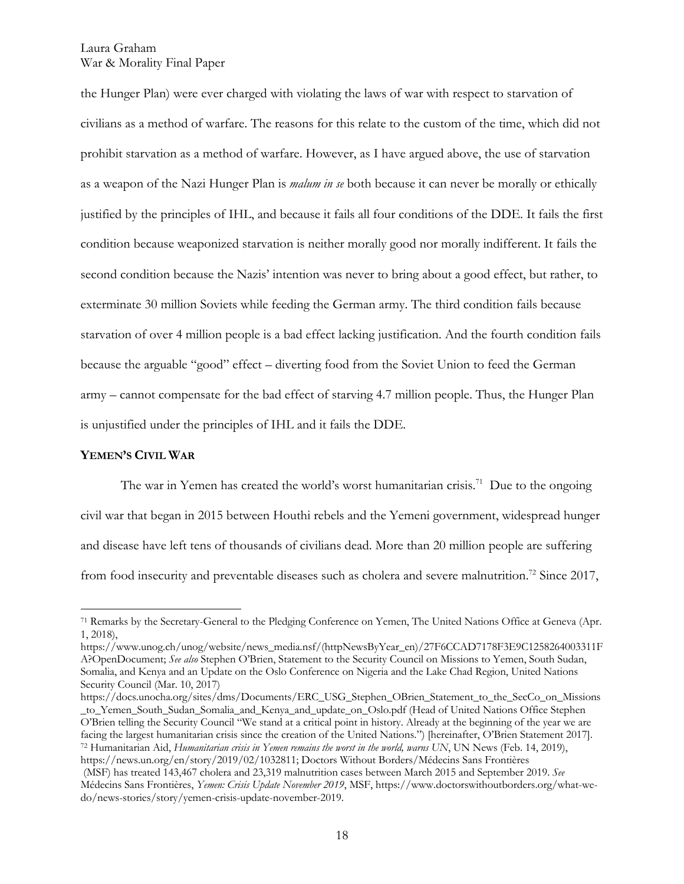the Hunger Plan) were ever charged with violating the laws of war with respect to starvation of civilians as a method of warfare. The reasons for this relate to the custom of the time, which did not prohibit starvation as a method of warfare. However, as I have argued above, the use of starvation as a weapon of the Nazi Hunger Plan is *malum in se* both because it can never be morally or ethically justified by the principles of IHL, and because it fails all four conditions of the DDE. It fails the first condition because weaponized starvation is neither morally good nor morally indifferent. It fails the second condition because the Nazis' intention was never to bring about a good effect, but rather, to exterminate 30 million Soviets while feeding the German army. The third condition fails because starvation of over 4 million people is a bad effect lacking justification. And the fourth condition fails because the arguable "good" effect – diverting food from the Soviet Union to feed the German army – cannot compensate for the bad effect of starving 4.7 million people. Thus, the Hunger Plan is unjustified under the principles of IHL and it fails the DDE.

## YEMEN'S CIVIL WAR

The war in Yemen has created the world's worst humanitarian crisis.[71] Due to the ongoing civil war that began in 2015 between Houthi rebels and the Yemeni government, widespread hunger and disease have left tens of thousands of civilians dead. More than 20 million people are suffering from food insecurity and preventable diseases such as cholera and severe malnutrition.[72] Since 2017,

---

[71] Remarks by the Secretary-General to the Pledging Conference on Yemen, The United Nations Office at Geneva (Apr. 1, 2018), https://www.unog.ch/unog/website/news_media.nsf/(httpNewsByYear_en)/27F6CCAD7178F3E9C1258264003311FA?OpenDocument; *See also* Stephen O'Brien, Statement to the Security Council on Missions to Yemen, South Sudan, Somalia, and Kenya and an Update on the Oslo Conference on Nigeria and the Lake Chad Region, United Nations Security Council (Mar. 10, 2017) https://docs.unocha.org/sites/dms/Documents/ERC_USG_Stephen_OBrien_Statement_to_the_SecCo_on_Missions_to_Yemen_South_Sudan_Somalia_and_Kenya_and_update_on_Oslo.pdf (Head of United Nations Office Stephen O'Brien telling the Security Council "We stand at a critical point in history. Already at the beginning of the year we are facing the largest humanitarian crisis since the creation of the United Nations.") [hereinafter, O'Brien Statement 2017].

[72] Humanitarian Aid, *Humanitarian crisis in Yemen remains the worst in the world, warns UN*, UN News (Feb. 14, 2019), https://news.un.org/en/story/2019/02/1032811; Doctors Without Borders/Médecins Sans Frontières (MSF) has treated 143,467 cholera and 23,319 malnutrition cases between March 2015 and September 2019. *See* Médecins Sans Frontières, *Yemen: Crisis Update November 2019*, MSF, https://www.doctorswithoutborders.org/what-we-do/news-stories/story/yemen-crisis-update-november-2019.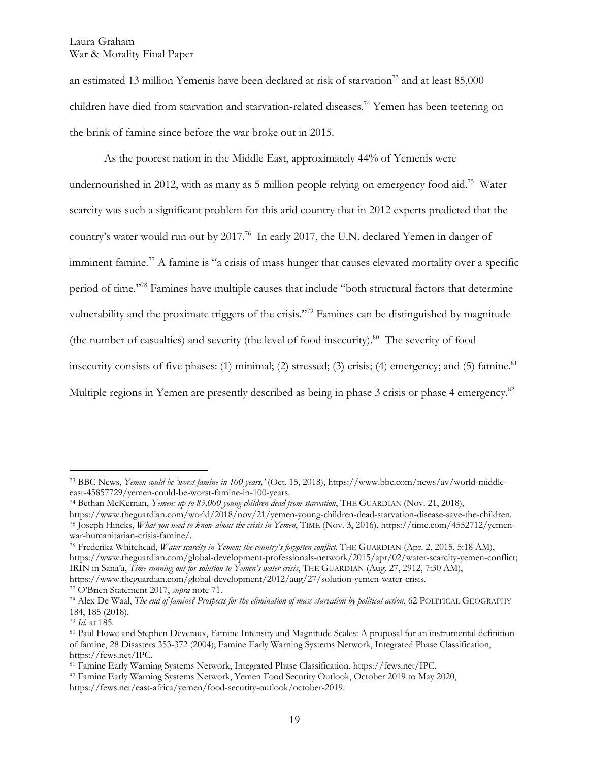an estimated 13 million Yemenis have been declared at risk of starvation[73] and at least 85,000 children have died from starvation and starvation-related diseases.[74] Yemen has been teetering on the brink of famine since before the war broke out in 2015.

As the poorest nation in the Middle East, approximately 44% of Yemenis were undernourished in 2012, with as many as 5 million people relying on emergency food aid.[75] Water scarcity was such a significant problem for this arid country that in 2012 experts predicted that the country's water would run out by 2017.[76] In early 2017, the U.N. declared Yemen in danger of imminent famine.[77] A famine is "a crisis of mass hunger that causes elevated mortality over a specific period of time."[78] Famines have multiple causes that include "both structural factors that determine vulnerability and the proximate triggers of the crisis."[79] Famines can be distinguished by magnitude (the number of casualties) and severity (the level of food insecurity).[80] The severity of food insecurity consists of five phases: (1) minimal; (2) stressed; (3) crisis; (4) emergency; and (5) famine.[81] Multiple regions in Yemen are presently described as being in phase 3 crisis or phase 4 emergency.[82]

---

[73] BBC News, *Yemen could be 'worst famine in 100 years,'* (Oct. 15, 2018), https://www.bbc.com/news/av/world-middle-east-45857729/yemen-could-be-worst-famine-in-100-years.

[74] Bethan McKernan, *Yemen: up to 85,000 young children dead from starvation*, THE GUARDIAN (Nov. 21, 2018), https://www.theguardian.com/world/2018/nov/21/yemen-young-children-dead-starvation-disease-save-the-children.

[75] Joseph Hincks, *What you need to know about the crisis in Yemen*, TIME (Nov. 3, 2016), https://time.com/4552712/yemen-war-humanitarian-crisis-famine/.

[76] Frederika Whitehead, *Water scarcity in Yemen: the country's forgotten conflict*, THE GUARDIAN (Apr. 2, 2015, 5:18 AM), https://www.theguardian.com/global-development-professionals-network/2015/apr/02/water-scarcity-yemen-conflict; IRIN in Sana'a, *Time running out for solution to Yemen's water crisis*, THE GUARDIAN (Aug. 27, 2912, 7:30 AM), https://www.theguardian.com/global-development/2012/aug/27/solution-yemen-water-crisis.

[77] O'Brien Statement 2017, *supra* note 71.

[78] Alex De Waal, *The end of famine? Prospects for the elimination of mass starvation by political action*, 62 POLITICAL GEOGRAPHY 184, 185 (2018).

[79] *Id.* at 185.

[80] Paul Howe and Stephen Deveraux, Famine Intensity and Magnitude Scales: A proposal for an instrumental definition of famine, 28 Disasters 353-372 (2004); Famine Early Warning Systems Network, Integrated Phase Classification, https://fews.net/IPC.

[81] Famine Early Warning Systems Network, Integrated Phase Classification, https://fews.net/IPC.

[82] Famine Early Warning Systems Network, Yemen Food Security Outlook, October 2019 to May 2020, https://fews.net/east-africa/yemen/food-security-outlook/october-2019.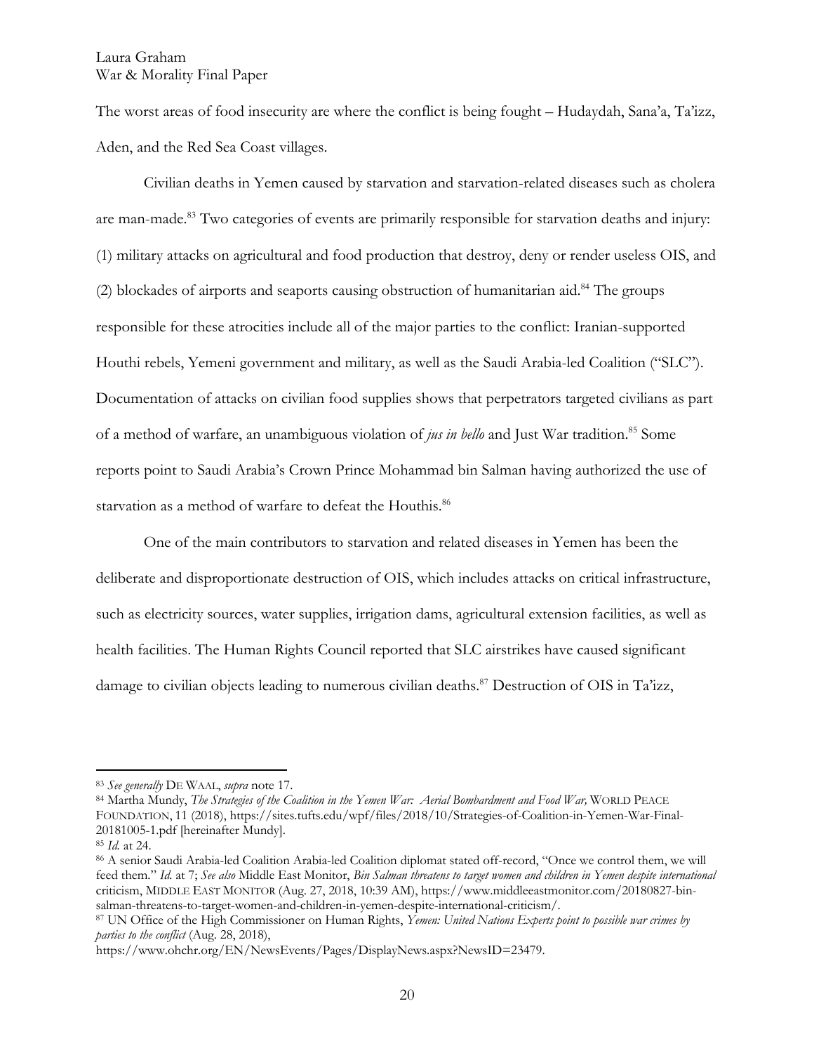The worst areas of food insecurity are where the conflict is being fought – Hudaydah, Sana'a, Ta'izz, Aden, and the Red Sea Coast villages.

Civilian deaths in Yemen caused by starvation and starvation-related diseases such as cholera are man-made.[83] Two categories of events are primarily responsible for starvation deaths and injury: (1) military attacks on agricultural and food production that destroy, deny or render useless OIS, and (2) blockades of airports and seaports causing obstruction of humanitarian aid.[84] The groups responsible for these atrocities include all of the major parties to the conflict: Iranian-supported Houthi rebels, Yemeni government and military, as well as the Saudi Arabia-led Coalition ("SLC"). Documentation of attacks on civilian food supplies shows that perpetrators targeted civilians as part of a method of warfare, an unambiguous violation of *jus in bello* and Just War tradition.[85] Some reports point to Saudi Arabia's Crown Prince Mohammad bin Salman having authorized the use of starvation as a method of warfare to defeat the Houthis.[86]

One of the main contributors to starvation and related diseases in Yemen has been the deliberate and disproportionate destruction of OIS, which includes attacks on critical infrastructure, such as electricity sources, water supplies, irrigation dams, agricultural extension facilities, as well as health facilities. The Human Rights Council reported that SLC airstrikes have caused significant damage to civilian objects leading to numerous civilian deaths.[87] Destruction of OIS in Ta'izz,

---

[83] *See generally* DE WAAL, *supra* note 17.

[84] Martha Mundy, *The Strategies of the Coalition in the Yemen War: Aerial Bombardment and Food War,* WORLD PEACE FOUNDATION, 11 (2018), https://sites.tufts.edu/wpf/files/2018/10/Strategies-of-Coalition-in-Yemen-War-Final-20181005-1.pdf [hereinafter Mundy].

[85] *Id.* at 24.

[86] A senior Saudi Arabia-led Coalition Arabia-led Coalition diplomat stated off-record, "Once we control them, we will feed them." *Id.* at 7; *See also* Middle East Monitor, *Bin Salman threatens to target women and children in Yemen despite international* criticism, MIDDLE EAST MONITOR (Aug. 27, 2018, 10:39 AM), https://www.middleeastmonitor.com/20180827-bin-salman-threatens-to-target-women-and-children-in-yemen-despite-international-criticism/.

[87] UN Office of the High Commissioner on Human Rights, *Yemen: United Nations Experts point to possible war crimes by parties to the conflict* (Aug. 28, 2018), https://www.ohchr.org/EN/NewsEvents/Pages/DisplayNews.aspx?NewsID=23479.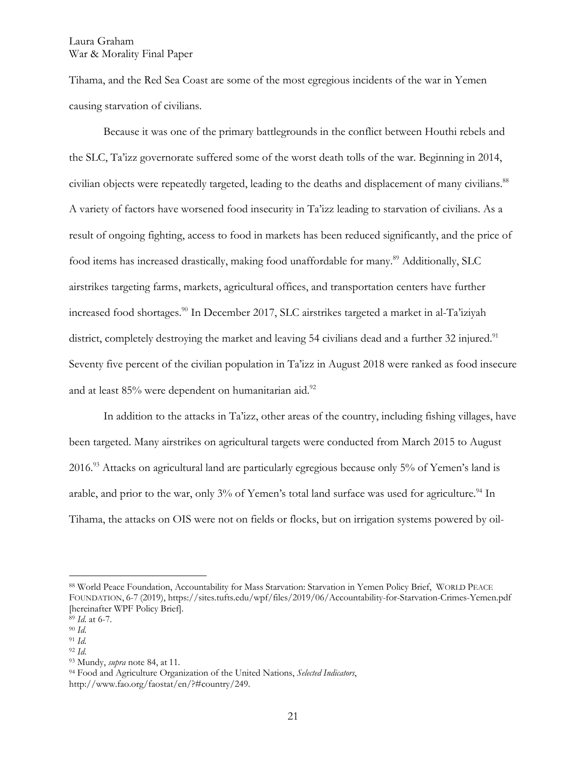Tihama, and the Red Sea Coast are some of the most egregious incidents of the war in Yemen causing starvation of civilians.

Because it was one of the primary battlegrounds in the conflict between Houthi rebels and the SLC, Ta'izz governorate suffered some of the worst death tolls of the war. Beginning in 2014, civilian objects were repeatedly targeted, leading to the deaths and displacement of many civilians.[88] A variety of factors have worsened food insecurity in Ta'izz leading to starvation of civilians. As a result of ongoing fighting, access to food in markets has been reduced significantly, and the price of food items has increased drastically, making food unaffordable for many.[89] Additionally, SLC airstrikes targeting farms, markets, agricultural offices, and transportation centers have further increased food shortages.[90] In December 2017, SLC airstrikes targeted a market in al-Ta'iziyah district, completely destroying the market and leaving 54 civilians dead and a further 32 injured.[91] Seventy five percent of the civilian population in Ta'izz in August 2018 were ranked as food insecure and at least 85% were dependent on humanitarian aid.[92]

In addition to the attacks in Ta'izz, other areas of the country, including fishing villages, have been targeted. Many airstrikes on agricultural targets were conducted from March 2015 to August 2016.[93] Attacks on agricultural land are particularly egregious because only 5% of Yemen's land is arable, and prior to the war, only 3% of Yemen's total land surface was used for agriculture.[94] In Tihama, the attacks on OIS were not on fields or flocks, but on irrigation systems powered by oil-

---

[88] World Peace Foundation, Accountability for Mass Starvation: Starvation in Yemen Policy Brief, WORLD PEACE FOUNDATION, 6-7 (2019), https://sites.tufts.edu/wpf/files/2019/06/Accountability-for-Starvation-Crimes-Yemen.pdf [hereinafter WPF Policy Brief].

[89] *Id.* at 6-7.

[90] *Id.*

[91] *Id.*

[92] *Id.*

[93] Mundy, *supra* note 84, at 11.

[94] Food and Agriculture Organization of the United Nations, *Selected Indicators*, http://www.fao.org/faostat/en/?#country/249.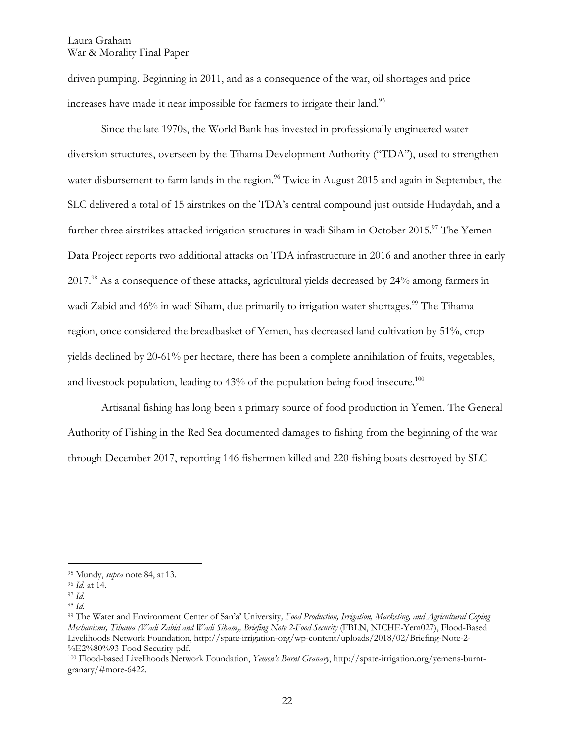driven pumping. Beginning in 2011, and as a consequence of the war, oil shortages and price increases have made it near impossible for farmers to irrigate their land.[95]

Since the late 1970s, the World Bank has invested in professionally engineered water diversion structures, overseen by the Tihama Development Authority ("TDA"), used to strengthen water disbursement to farm lands in the region.[96] Twice in August 2015 and again in September, the SLC delivered a total of 15 airstrikes on the TDA's central compound just outside Hudaydah, and a further three airstrikes attacked irrigation structures in wadi Siham in October 2015.[97] The Yemen Data Project reports two additional attacks on TDA infrastructure in 2016 and another three in early 2017.[98] As a consequence of these attacks, agricultural yields decreased by 24% among farmers in wadi Zabid and 46% in wadi Siham, due primarily to irrigation water shortages.[99] The Tihama region, once considered the breadbasket of Yemen, has decreased land cultivation by 51%, crop yields declined by 20-61% per hectare, there has been a complete annihilation of fruits, vegetables, and livestock population, leading to 43% of the population being food insecure.[100]

Artisanal fishing has long been a primary source of food production in Yemen. The General Authority of Fishing in the Red Sea documented damages to fishing from the beginning of the war through December 2017, reporting 146 fishermen killed and 220 fishing boats destroyed by SLC

---

[95] Mundy, *supra* note 84, at 13.

[96] *Id.* at 14.

[97] *Id.*

[98] *Id.*

[99] The Water and Environment Center of San'a' University, *Food Production, Irrigation, Marketing, and Agricultural Coping Mechanisms, Tihama (Wadi Zabid and Wadi Siham), Briefing Note 2-Food Security* (FBLN, NICHE-Yem027), Flood-Based Livelihoods Network Foundation, http://spate-irrigation-org/wp-content/uploads/2018/02/Briefing-Note-2-%E2%80%93-Food-Security-pdf.

[100] Flood-based Livelihoods Network Foundation, *Yemen's Burnt Granary*, http://spate-irrigation.org/yemens-burnt-granary/#more-6422.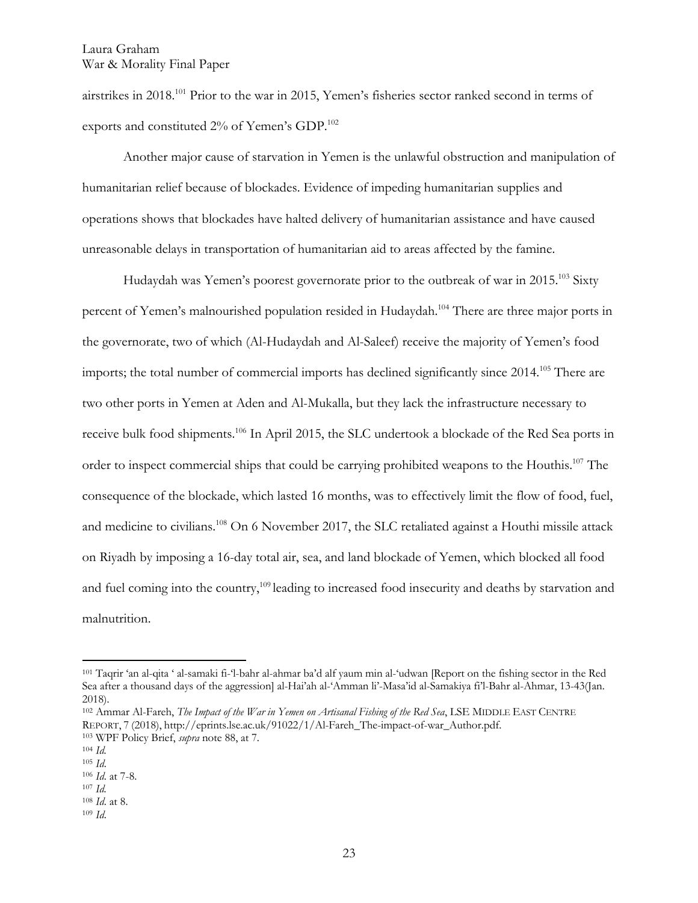airstrikes in 2018.[101] Prior to the war in 2015, Yemen's fisheries sector ranked second in terms of exports and constituted 2% of Yemen's GDP.[102]

Another major cause of starvation in Yemen is the unlawful obstruction and manipulation of humanitarian relief because of blockades. Evidence of impeding humanitarian supplies and operations shows that blockades have halted delivery of humanitarian assistance and have caused unreasonable delays in transportation of humanitarian aid to areas affected by the famine.

Hudaydah was Yemen's poorest governorate prior to the outbreak of war in 2015.[103] Sixty percent of Yemen's malnourished population resided in Hudaydah.[104] There are three major ports in the governorate, two of which (Al-Hudaydah and Al-Saleef) receive the majority of Yemen's food imports; the total number of commercial imports has declined significantly since 2014.[105] There are two other ports in Yemen at Aden and Al-Mukalla, but they lack the infrastructure necessary to receive bulk food shipments.[106] In April 2015, the SLC undertook a blockade of the Red Sea ports in order to inspect commercial ships that could be carrying prohibited weapons to the Houthis.[107] The consequence of the blockade, which lasted 16 months, was to effectively limit the flow of food, fuel, and medicine to civilians.[108] On 6 November 2017, the SLC retaliated against a Houthi missile attack on Riyadh by imposing a 16-day total air, sea, and land blockade of Yemen, which blocked all food and fuel coming into the country,[109] leading to increased food insecurity and deaths by starvation and malnutrition.

---

[101] Taqrir 'an al-qita ' al-samaki fi-'l-bahr al-ahmar ba'd alf yaum min al-'udwan [Report on the fishing sector in the Red Sea after a thousand days of the aggression] al-Hai'ah al-'Amman li'-Masa'id al-Samakiya fi'l-Bahr al-Ahmar, 13-43(Jan. 2018).

[102] Ammar Al-Fareh, *The Impact of the War in Yemen on Artisanal Fishing of the Red Sea*, LSE MIDDLE EAST CENTRE REPORT, 7 (2018), http://eprints.lse.ac.uk/91022/1/Al-Fareh_The-impact-of-war_Author.pdf.

[103] WPF Policy Brief, *supra* note 88, at 7.

[104] *Id.*

[105] *Id.*

[106] *Id.* at 7-8.

[107] *Id.*

[108] *Id.* at 8.

[109] *Id.*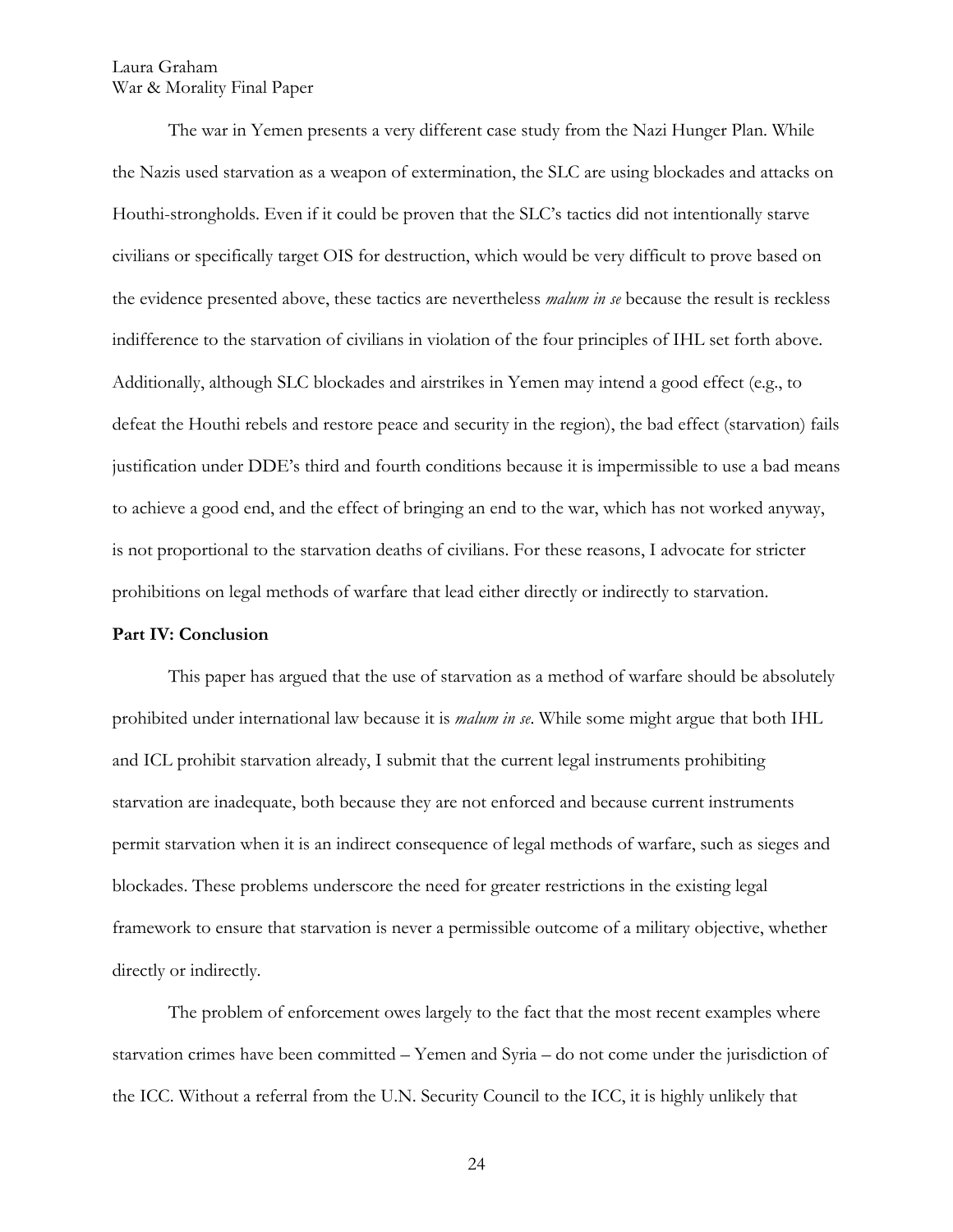The war in Yemen presents a very different case study from the Nazi Hunger Plan. While the Nazis used starvation as a weapon of extermination, the SLC are using blockades and attacks on Houthi-strongholds. Even if it could be proven that the SLC's tactics did not intentionally starve civilians or specifically target OIS for destruction, which would be very difficult to prove based on the evidence presented above, these tactics are nevertheless *malum in se* because the result is reckless indifference to the starvation of civilians in violation of the four principles of IHL set forth above. Additionally, although SLC blockades and airstrikes in Yemen may intend a good effect (e.g., to defeat the Houthi rebels and restore peace and security in the region), the bad effect (starvation) fails justification under DDE's third and fourth conditions because it is impermissible to use a bad means to achieve a good end, and the effect of bringing an end to the war, which has not worked anyway, is not proportional to the starvation deaths of civilians. For these reasons, I advocate for stricter prohibitions on legal methods of warfare that lead either directly or indirectly to starvation.

**Part IV: Conclusion**

This paper has argued that the use of starvation as a method of warfare should be absolutely prohibited under international law because it is *malum in se*. While some might argue that both IHL and ICL prohibit starvation already, I submit that the current legal instruments prohibiting starvation are inadequate, both because they are not enforced and because current instruments permit starvation when it is an indirect consequence of legal methods of warfare, such as sieges and blockades. These problems underscore the need for greater restrictions in the existing legal framework to ensure that starvation is never a permissible outcome of a military objective, whether directly or indirectly.

The problem of enforcement owes largely to the fact that the most recent examples where starvation crimes have been committed – Yemen and Syria – do not come under the jurisdiction of the ICC. Without a referral from the U.N. Security Council to the ICC, it is highly unlikely that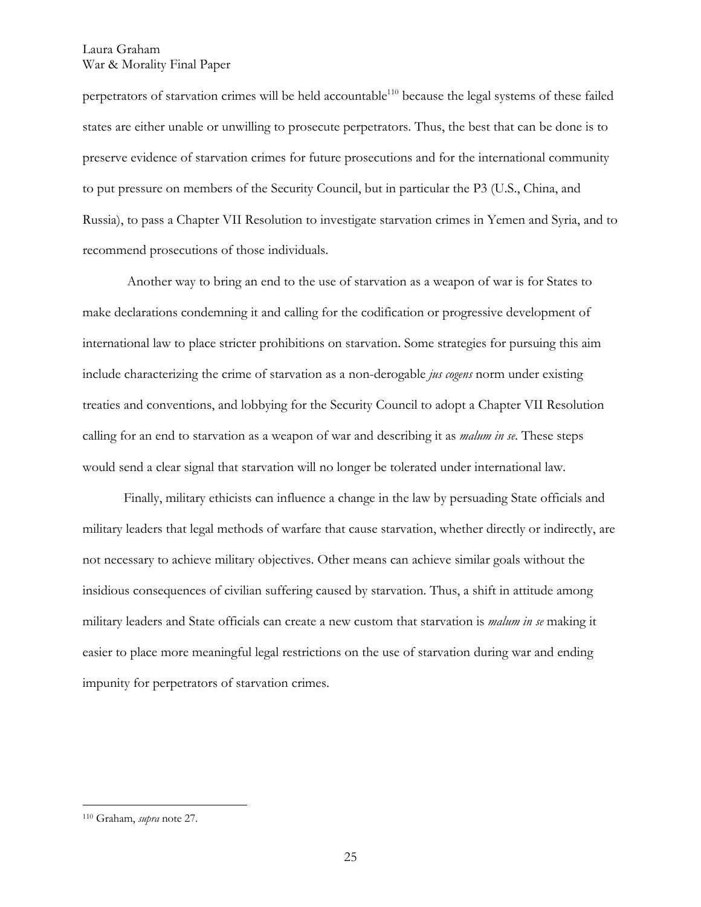perpetrators of starvation crimes will be held accountable[110] because the legal systems of these failed states are either unable or unwilling to prosecute perpetrators. Thus, the best that can be done is to preserve evidence of starvation crimes for future prosecutions and for the international community to put pressure on members of the Security Council, but in particular the P3 (U.S., China, and Russia), to pass a Chapter VII Resolution to investigate starvation crimes in Yemen and Syria, and to recommend prosecutions of those individuals.

Another way to bring an end to the use of starvation as a weapon of war is for States to make declarations condemning it and calling for the codification or progressive development of international law to place stricter prohibitions on starvation. Some strategies for pursuing this aim include characterizing the crime of starvation as a non-derogable *jus cogens* norm under existing treaties and conventions, and lobbying for the Security Council to adopt a Chapter VII Resolution calling for an end to starvation as a weapon of war and describing it as *malum in se*. These steps would send a clear signal that starvation will no longer be tolerated under international law.

Finally, military ethicists can influence a change in the law by persuading State officials and military leaders that legal methods of warfare that cause starvation, whether directly or indirectly, are not necessary to achieve military objectives. Other means can achieve similar goals without the insidious consequences of civilian suffering caused by starvation. Thus, a shift in attitude among military leaders and State officials can create a new custom that starvation is *malum in se* making it easier to place more meaningful legal restrictions on the use of starvation during war and ending impunity for perpetrators of starvation crimes.

---

[110] Graham, *supra* note 27.